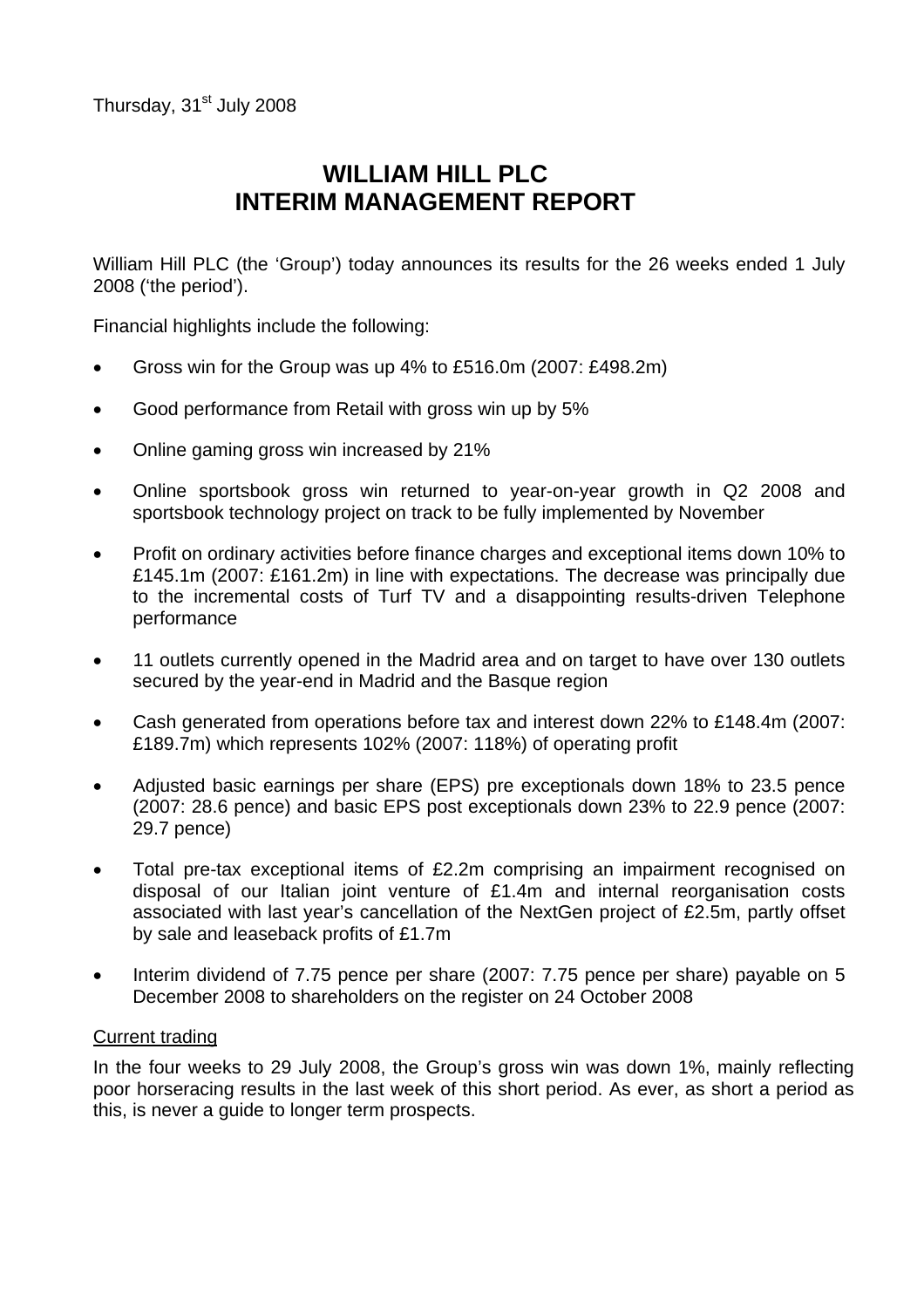Thursday, 31st July 2008

# WILLIAM HILL PLC
# INTERIM MANAGEMENT REPORT

William Hill PLC (the 'Group') today announces its results for the 26 weeks ended 1 July 2008 ('the period').

Financial highlights include the following:

- Gross win for the Group was up 4% to £516.0m (2007: £498.2m)
- Good performance from Retail with gross win up by 5%
- Online gaming gross win increased by 21%
- Online sportsbook gross win returned to year-on-year growth in Q2 2008 and sportsbook technology project on track to be fully implemented by November
- Profit on ordinary activities before finance charges and exceptional items down 10% to £145.1m (2007: £161.2m) in line with expectations. The decrease was principally due to the incremental costs of Turf TV and a disappointing results-driven Telephone performance
- 11 outlets currently opened in the Madrid area and on target to have over 130 outlets secured by the year-end in Madrid and the Basque region
- Cash generated from operations before tax and interest down 22% to £148.4m (2007: £189.7m) which represents 102% (2007: 118%) of operating profit
- Adjusted basic earnings per share (EPS) pre exceptionals down 18% to 23.5 pence (2007: 28.6 pence) and basic EPS post exceptionals down 23% to 22.9 pence (2007: 29.7 pence)
- Total pre-tax exceptional items of £2.2m comprising an impairment recognised on disposal of our Italian joint venture of £1.4m and internal reorganisation costs associated with last year's cancellation of the NextGen project of £2.5m, partly offset by sale and leaseback profits of £1.7m
- Interim dividend of 7.75 pence per share (2007: 7.75 pence per share) payable on 5 December 2008 to shareholders on the register on 24 October 2008

<u>Current trading</u>

In the four weeks to 29 July 2008, the Group's gross win was down 1%, mainly reflecting poor horseracing results in the last week of this short period. As ever, as short a period as this, is never a guide to longer term prospects.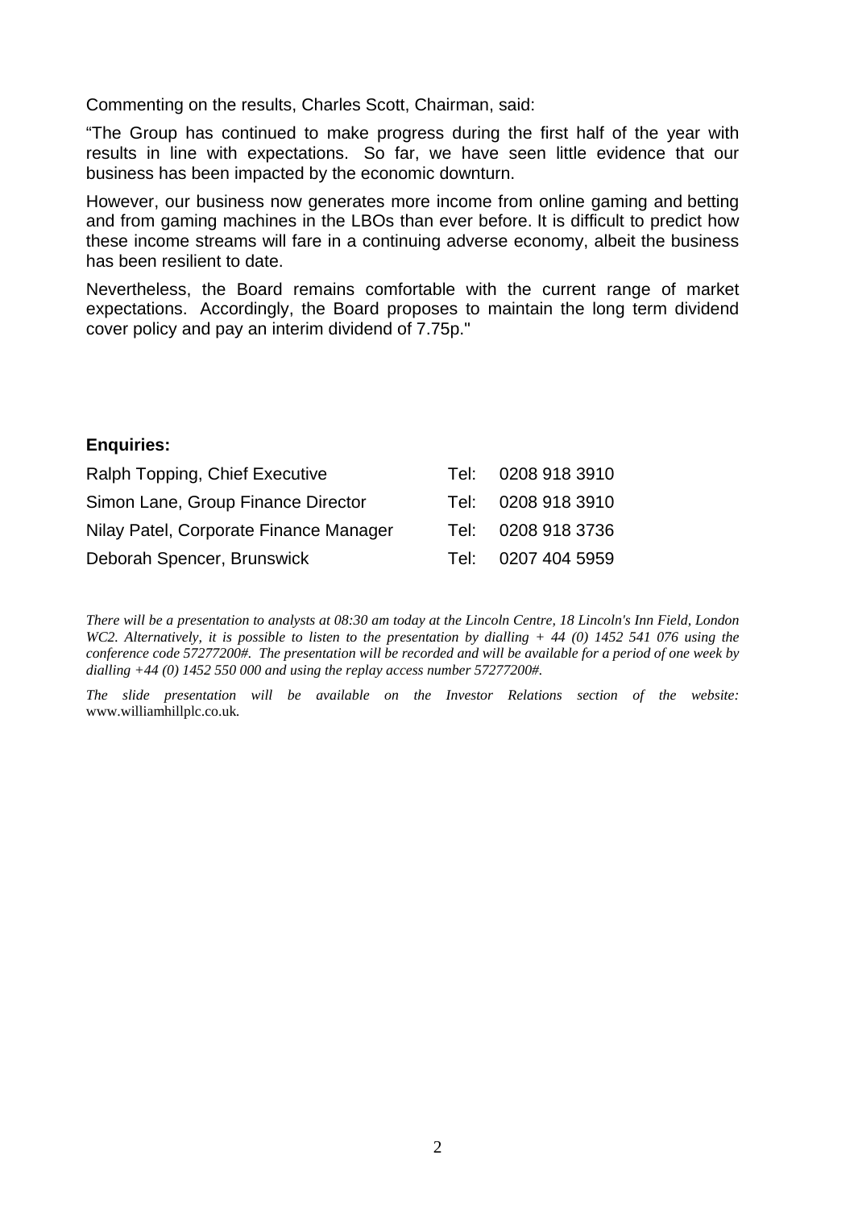Commenting on the results, Charles Scott, Chairman, said:

"The Group has continued to make progress during the first half of the year with results in line with expectations. So far, we have seen little evidence that our business has been impacted by the economic downturn.

However, our business now generates more income from online gaming and betting and from gaming machines in the LBOs than ever before. It is difficult to predict how these income streams will fare in a continuing adverse economy, albeit the business has been resilient to date.

Nevertheless, the Board remains comfortable with the current range of market expectations. Accordingly, the Board proposes to maintain the long term dividend cover policy and pay an interim dividend of 7.75p."

**Enquiries:**

| | |
|---|---|
| Ralph Topping, Chief Executive | Tel: 0208 918 3910 |
| Simon Lane, Group Finance Director | Tel: 0208 918 3910 |
| Nilay Patel, Corporate Finance Manager | Tel: 0208 918 3736 |
| Deborah Spencer, Brunswick | Tel: 0207 404 5959 |

*There will be a presentation to analysts at 08:30 am today at the Lincoln Centre, 18 Lincoln's Inn Field, London WC2. Alternatively, it is possible to listen to the presentation by dialling + 44 (0) 1452 541 076 using the conference code 57277200#. The presentation will be recorded and will be available for a period of one week by dialling +44 (0) 1452 550 000 and using the replay access number 57277200#.*

*The slide presentation will be available on the Investor Relations section of the website:* www.williamhillplc.co.uk.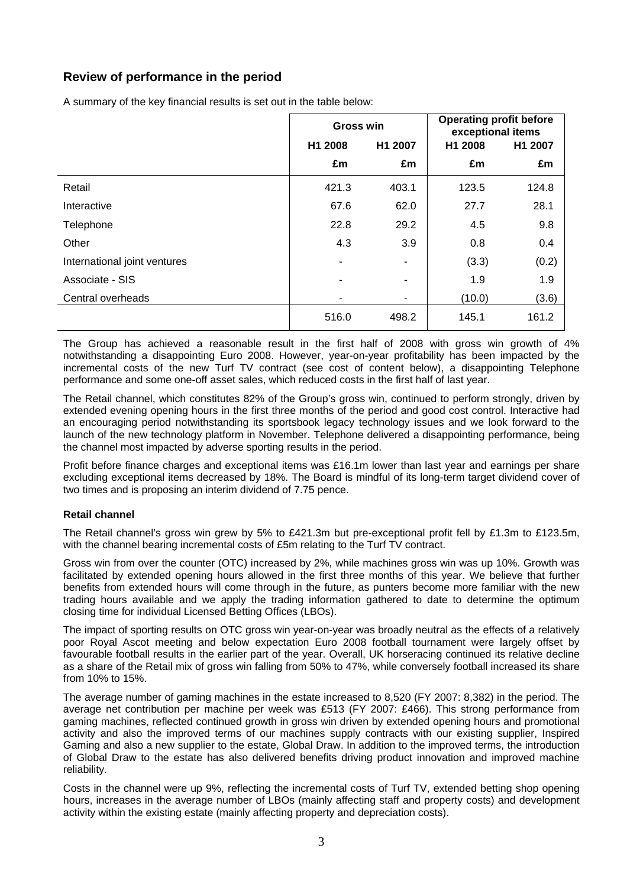## Review of performance in the period

A summary of the key financial results is set out in the table below:

| | Gross win | | Operating profit before exceptional items | |
|---|---|---|---|---|
| | H1 2008 | H1 2007 | H1 2008 | H1 2007 |
| | £m | £m | £m | £m |
| Retail | 421.3 | 403.1 | 123.5 | 124.8 |
| Interactive | 67.6 | 62.0 | 27.7 | 28.1 |
| Telephone | 22.8 | 29.2 | 4.5 | 9.8 |
| Other | 4.3 | 3.9 | 0.8 | 0.4 |
| International joint ventures | - | - | (3.3) | (0.2) |
| Associate - SIS | - | - | 1.9 | 1.9 |
| Central overheads | - | - | (10.0) | (3.6) |
| | 516.0 | 498.2 | 145.1 | 161.2 |

The Group has achieved a reasonable result in the first half of 2008 with gross win growth of 4% notwithstanding a disappointing Euro 2008. However, year-on-year profitability has been impacted by the incremental costs of the new Turf TV contract (see cost of content below), a disappointing Telephone performance and some one-off asset sales, which reduced costs in the first half of last year.

The Retail channel, which constitutes 82% of the Group's gross win, continued to perform strongly, driven by extended evening opening hours in the first three months of the period and good cost control. Interactive had an encouraging period notwithstanding its sportsbook legacy technology issues and we look forward to the launch of the new technology platform in November. Telephone delivered a disappointing performance, being the channel most impacted by adverse sporting results in the period.

Profit before finance charges and exceptional items was £16.1m lower than last year and earnings per share excluding exceptional items decreased by 18%. The Board is mindful of its long-term target dividend cover of two times and is proposing an interim dividend of 7.75 pence.

**Retail channel**

The Retail channel's gross win grew by 5% to £421.3m but pre-exceptional profit fell by £1.3m to £123.5m, with the channel bearing incremental costs of £5m relating to the Turf TV contract.

Gross win from over the counter (OTC) increased by 2%, while machines gross win was up 10%. Growth was facilitated by extended opening hours allowed in the first three months of this year. We believe that further benefits from extended hours will come through in the future, as punters become more familiar with the new trading hours available and we apply the trading information gathered to date to determine the optimum closing time for individual Licensed Betting Offices (LBOs).

The impact of sporting results on OTC gross win year-on-year was broadly neutral as the effects of a relatively poor Royal Ascot meeting and below expectation Euro 2008 football tournament were largely offset by favourable football results in the earlier part of the year. Overall, UK horseracing continued its relative decline as a share of the Retail mix of gross win falling from 50% to 47%, while conversely football increased its share from 10% to 15%.

The average number of gaming machines in the estate increased to 8,520 (FY 2007: 8,382) in the period. The average net contribution per machine per week was £513 (FY 2007: £466). This strong performance from gaming machines, reflected continued growth in gross win driven by extended opening hours and promotional activity and also the improved terms of our machines supply contracts with our existing supplier, Inspired Gaming and also a new supplier to the estate, Global Draw. In addition to the improved terms, the introduction of Global Draw to the estate has also delivered benefits driving product innovation and improved machine reliability.

Costs in the channel were up 9%, reflecting the incremental costs of Turf TV, extended betting shop opening hours, increases in the average number of LBOs (mainly affecting staff and property costs) and development activity within the existing estate (mainly affecting property and depreciation costs).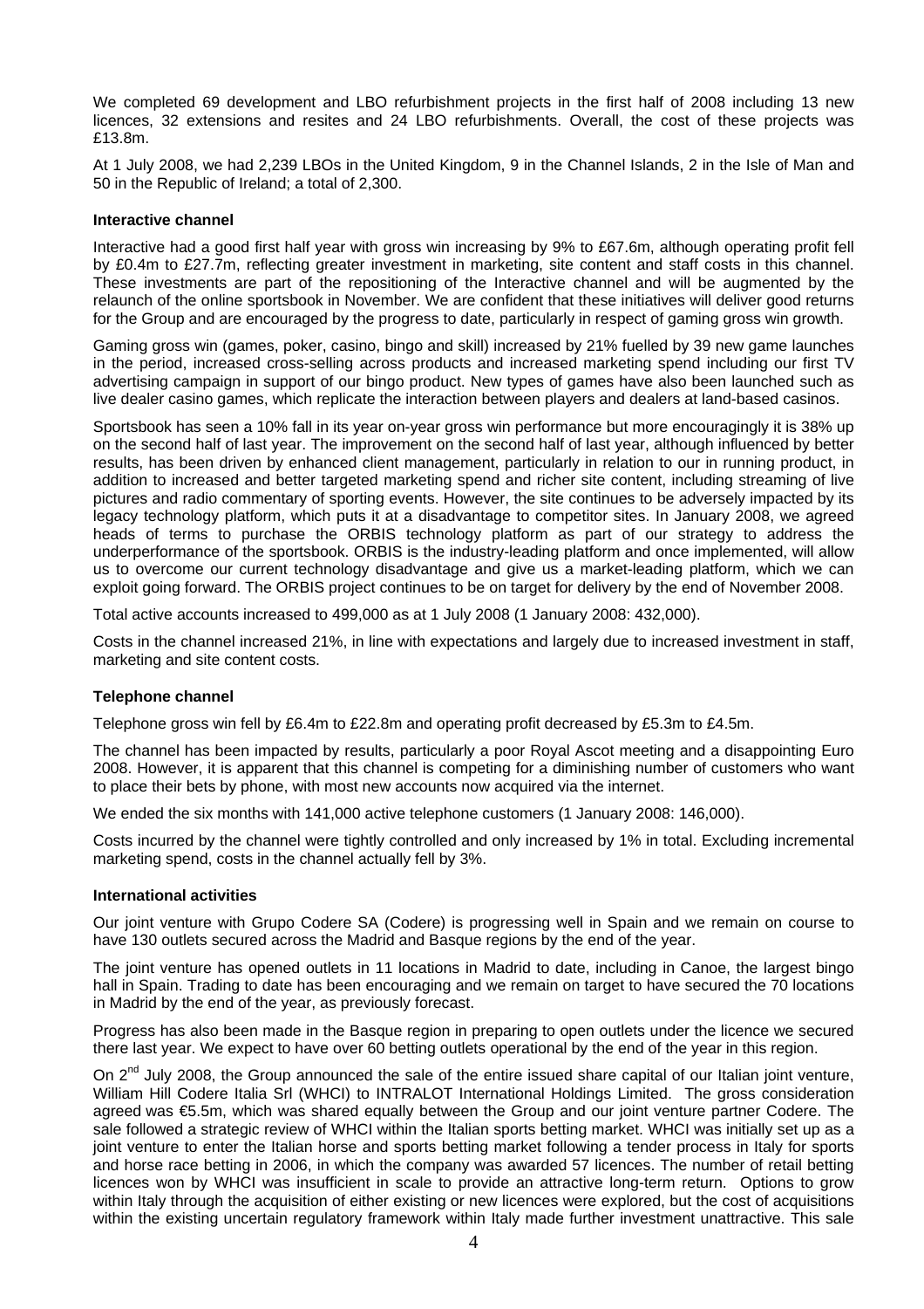We completed 69 development and LBO refurbishment projects in the first half of 2008 including 13 new licences, 32 extensions and resites and 24 LBO refurbishments. Overall, the cost of these projects was £13.8m.

At 1 July 2008, we had 2,239 LBOs in the United Kingdom, 9 in the Channel Islands, 2 in the Isle of Man and 50 in the Republic of Ireland; a total of 2,300.

**Interactive channel**

Interactive had a good first half year with gross win increasing by 9% to £67.6m, although operating profit fell by £0.4m to £27.7m, reflecting greater investment in marketing, site content and staff costs in this channel. These investments are part of the repositioning of the Interactive channel and will be augmented by the relaunch of the online sportsbook in November. We are confident that these initiatives will deliver good returns for the Group and are encouraged by the progress to date, particularly in respect of gaming gross win growth.

Gaming gross win (games, poker, casino, bingo and skill) increased by 21% fuelled by 39 new game launches in the period, increased cross-selling across products and increased marketing spend including our first TV advertising campaign in support of our bingo product. New types of games have also been launched such as live dealer casino games, which replicate the interaction between players and dealers at land-based casinos.

Sportsbook has seen a 10% fall in its year on-year gross win performance but more encouragingly it is 38% up on the second half of last year. The improvement on the second half of last year, although influenced by better results, has been driven by enhanced client management, particularly in relation to our in running product, in addition to increased and better targeted marketing spend and richer site content, including streaming of live pictures and radio commentary of sporting events. However, the site continues to be adversely impacted by its legacy technology platform, which puts it at a disadvantage to competitor sites. In January 2008, we agreed heads of terms to purchase the ORBIS technology platform as part of our strategy to address the underperformance of the sportsbook. ORBIS is the industry-leading platform and once implemented, will allow us to overcome our current technology disadvantage and give us a market-leading platform, which we can exploit going forward. The ORBIS project continues to be on target for delivery by the end of November 2008.

Total active accounts increased to 499,000 as at 1 July 2008 (1 January 2008: 432,000).

Costs in the channel increased 21%, in line with expectations and largely due to increased investment in staff, marketing and site content costs.

**Telephone channel**

Telephone gross win fell by £6.4m to £22.8m and operating profit decreased by £5.3m to £4.5m.

The channel has been impacted by results, particularly a poor Royal Ascot meeting and a disappointing Euro 2008. However, it is apparent that this channel is competing for a diminishing number of customers who want to place their bets by phone, with most new accounts now acquired via the internet.

We ended the six months with 141,000 active telephone customers (1 January 2008: 146,000).

Costs incurred by the channel were tightly controlled and only increased by 1% in total. Excluding incremental marketing spend, costs in the channel actually fell by 3%.

**International activities**

Our joint venture with Grupo Codere SA (Codere) is progressing well in Spain and we remain on course to have 130 outlets secured across the Madrid and Basque regions by the end of the year.

The joint venture has opened outlets in 11 locations in Madrid to date, including in Canoe, the largest bingo hall in Spain. Trading to date has been encouraging and we remain on target to have secured the 70 locations in Madrid by the end of the year, as previously forecast.

Progress has also been made in the Basque region in preparing to open outlets under the licence we secured there last year. We expect to have over 60 betting outlets operational by the end of the year in this region.

On 2nd July 2008, the Group announced the sale of the entire issued share capital of our Italian joint venture, William Hill Codere Italia Srl (WHCI) to INTRALOT International Holdings Limited. The gross consideration agreed was €5.5m, which was shared equally between the Group and our joint venture partner Codere. The sale followed a strategic review of WHCI within the Italian sports betting market. WHCI was initially set up as a joint venture to enter the Italian horse and sports betting market following a tender process in Italy for sports and horse race betting in 2006, in which the company was awarded 57 licences. The number of retail betting licences won by WHCI was insufficient in scale to provide an attractive long-term return. Options to grow within Italy through the acquisition of either existing or new licences were explored, but the cost of acquisitions within the existing uncertain regulatory framework within Italy made further investment unattractive. This sale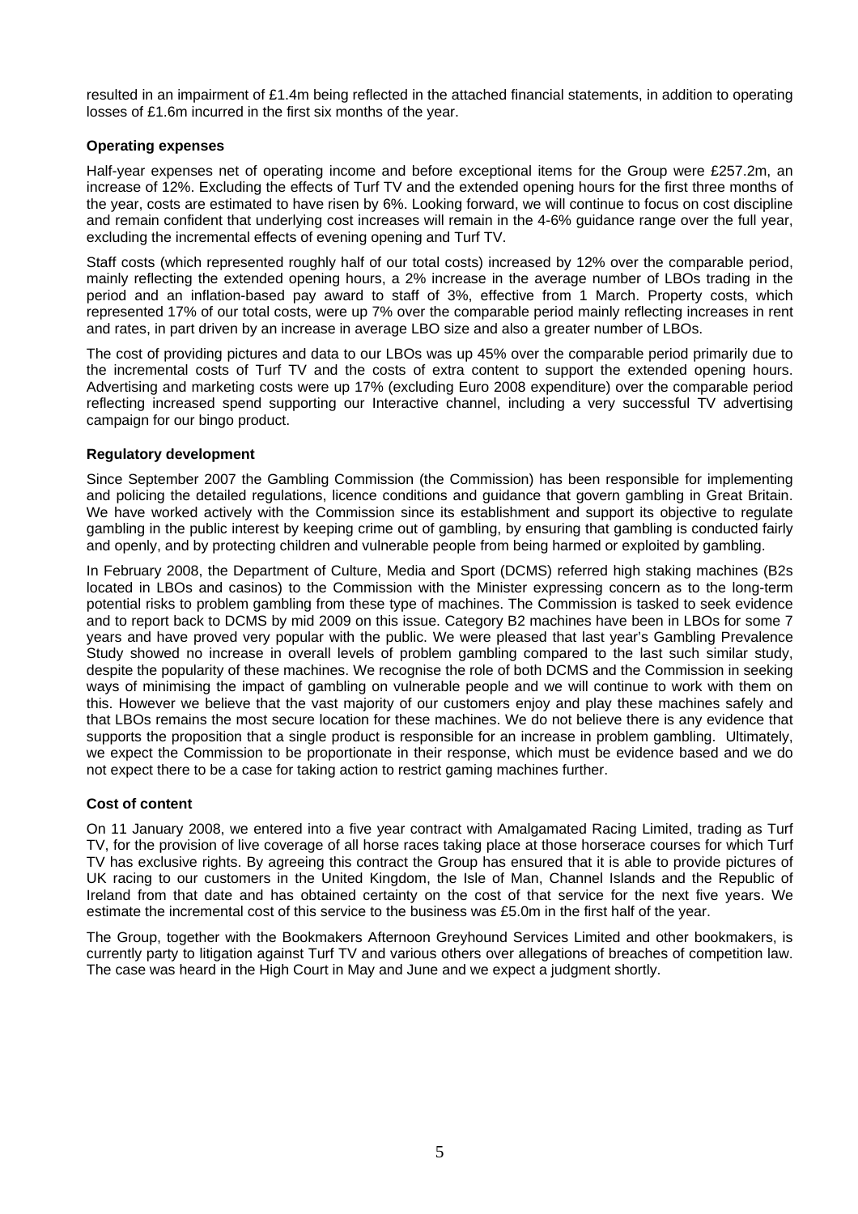resulted in an impairment of £1.4m being reflected in the attached financial statements, in addition to operating losses of £1.6m incurred in the first six months of the year.

**Operating expenses**

Half-year expenses net of operating income and before exceptional items for the Group were £257.2m, an increase of 12%. Excluding the effects of Turf TV and the extended opening hours for the first three months of the year, costs are estimated to have risen by 6%. Looking forward, we will continue to focus on cost discipline and remain confident that underlying cost increases will remain in the 4-6% guidance range over the full year, excluding the incremental effects of evening opening and Turf TV.

Staff costs (which represented roughly half of our total costs) increased by 12% over the comparable period, mainly reflecting the extended opening hours, a 2% increase in the average number of LBOs trading in the period and an inflation-based pay award to staff of 3%, effective from 1 March. Property costs, which represented 17% of our total costs, were up 7% over the comparable period mainly reflecting increases in rent and rates, in part driven by an increase in average LBO size and also a greater number of LBOs.

The cost of providing pictures and data to our LBOs was up 45% over the comparable period primarily due to the incremental costs of Turf TV and the costs of extra content to support the extended opening hours. Advertising and marketing costs were up 17% (excluding Euro 2008 expenditure) over the comparable period reflecting increased spend supporting our Interactive channel, including a very successful TV advertising campaign for our bingo product.

**Regulatory development**

Since September 2007 the Gambling Commission (the Commission) has been responsible for implementing and policing the detailed regulations, licence conditions and guidance that govern gambling in Great Britain. We have worked actively with the Commission since its establishment and support its objective to regulate gambling in the public interest by keeping crime out of gambling, by ensuring that gambling is conducted fairly and openly, and by protecting children and vulnerable people from being harmed or exploited by gambling.

In February 2008, the Department of Culture, Media and Sport (DCMS) referred high staking machines (B2s located in LBOs and casinos) to the Commission with the Minister expressing concern as to the long-term potential risks to problem gambling from these type of machines. The Commission is tasked to seek evidence and to report back to DCMS by mid 2009 on this issue. Category B2 machines have been in LBOs for some 7 years and have proved very popular with the public. We were pleased that last year's Gambling Prevalence Study showed no increase in overall levels of problem gambling compared to the last such similar study, despite the popularity of these machines. We recognise the role of both DCMS and the Commission in seeking ways of minimising the impact of gambling on vulnerable people and we will continue to work with them on this. However we believe that the vast majority of our customers enjoy and play these machines safely and that LBOs remains the most secure location for these machines. We do not believe there is any evidence that supports the proposition that a single product is responsible for an increase in problem gambling. Ultimately, we expect the Commission to be proportionate in their response, which must be evidence based and we do not expect there to be a case for taking action to restrict gaming machines further.

**Cost of content**

On 11 January 2008, we entered into a five year contract with Amalgamated Racing Limited, trading as Turf TV, for the provision of live coverage of all horse races taking place at those horserace courses for which Turf TV has exclusive rights. By agreeing this contract the Group has ensured that it is able to provide pictures of UK racing to our customers in the United Kingdom, the Isle of Man, Channel Islands and the Republic of Ireland from that date and has obtained certainty on the cost of that service for the next five years. We estimate the incremental cost of this service to the business was £5.0m in the first half of the year.

The Group, together with the Bookmakers Afternoon Greyhound Services Limited and other bookmakers, is currently party to litigation against Turf TV and various others over allegations of breaches of competition law. The case was heard in the High Court in May and June and we expect a judgment shortly.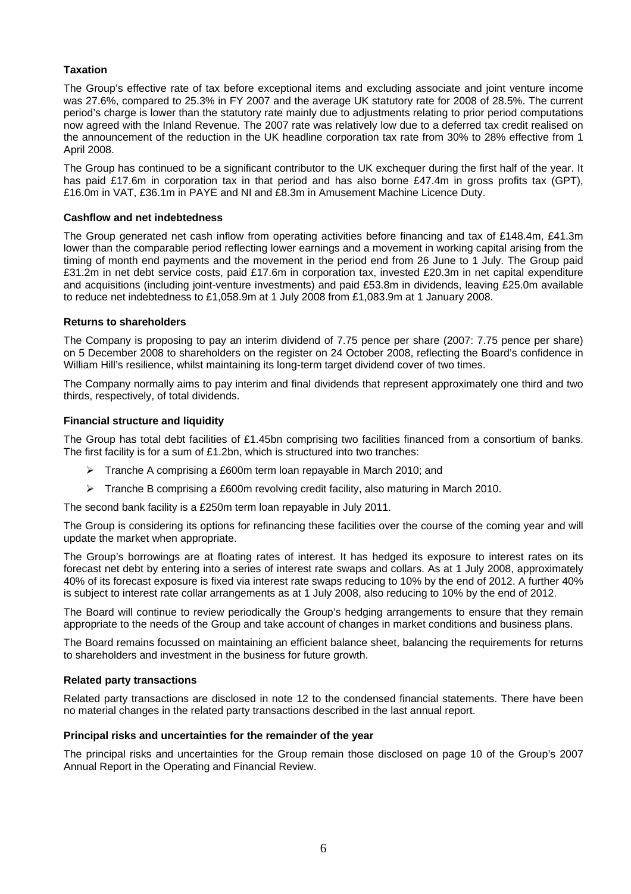**Taxation**

The Group's effective rate of tax before exceptional items and excluding associate and joint venture income was 27.6%, compared to 25.3% in FY 2007 and the average UK statutory rate for 2008 of 28.5%. The current period's charge is lower than the statutory rate mainly due to adjustments relating to prior period computations now agreed with the Inland Revenue. The 2007 rate was relatively low due to a deferred tax credit realised on the announcement of the reduction in the UK headline corporation tax rate from 30% to 28% effective from 1 April 2008.

The Group has continued to be a significant contributor to the UK exchequer during the first half of the year. It has paid £17.6m in corporation tax in that period and has also borne £47.4m in gross profits tax (GPT), £16.0m in VAT, £36.1m in PAYE and NI and £8.3m in Amusement Machine Licence Duty.

**Cashflow and net indebtedness**

The Group generated net cash inflow from operating activities before financing and tax of £148.4m, £41.3m lower than the comparable period reflecting lower earnings and a movement in working capital arising from the timing of month end payments and the movement in the period end from 26 June to 1 July. The Group paid £31.2m in net debt service costs, paid £17.6m in corporation tax, invested £20.3m in net capital expenditure and acquisitions (including joint-venture investments) and paid £53.8m in dividends, leaving £25.0m available to reduce net indebtedness to £1,058.9m at 1 July 2008 from £1,083.9m at 1 January 2008.

**Returns to shareholders**

The Company is proposing to pay an interim dividend of 7.75 pence per share (2007: 7.75 pence per share) on 5 December 2008 to shareholders on the register on 24 October 2008, reflecting the Board's confidence in William Hill's resilience, whilst maintaining its long-term target dividend cover of two times.

The Company normally aims to pay interim and final dividends that represent approximately one third and two thirds, respectively, of total dividends.

**Financial structure and liquidity**

The Group has total debt facilities of £1.45bn comprising two facilities financed from a consortium of banks. The first facility is for a sum of £1.2bn, which is structured into two tranches:

- Tranche A comprising a £600m term loan repayable in March 2010; and
- Tranche B comprising a £600m revolving credit facility, also maturing in March 2010.

The second bank facility is a £250m term loan repayable in July 2011.

The Group is considering its options for refinancing these facilities over the course of the coming year and will update the market when appropriate.

The Group's borrowings are at floating rates of interest. It has hedged its exposure to interest rates on its forecast net debt by entering into a series of interest rate swaps and collars. As at 1 July 2008, approximately 40% of its forecast exposure is fixed via interest rate swaps reducing to 10% by the end of 2012. A further 40% is subject to interest rate collar arrangements as at 1 July 2008, also reducing to 10% by the end of 2012.

The Board will continue to review periodically the Group's hedging arrangements to ensure that they remain appropriate to the needs of the Group and take account of changes in market conditions and business plans.

The Board remains focussed on maintaining an efficient balance sheet, balancing the requirements for returns to shareholders and investment in the business for future growth.

**Related party transactions**

Related party transactions are disclosed in note 12 to the condensed financial statements. There have been no material changes in the related party transactions described in the last annual report.

**Principal risks and uncertainties for the remainder of the year**

The principal risks and uncertainties for the Group remain those disclosed on page 10 of the Group's 2007 Annual Report in the Operating and Financial Review.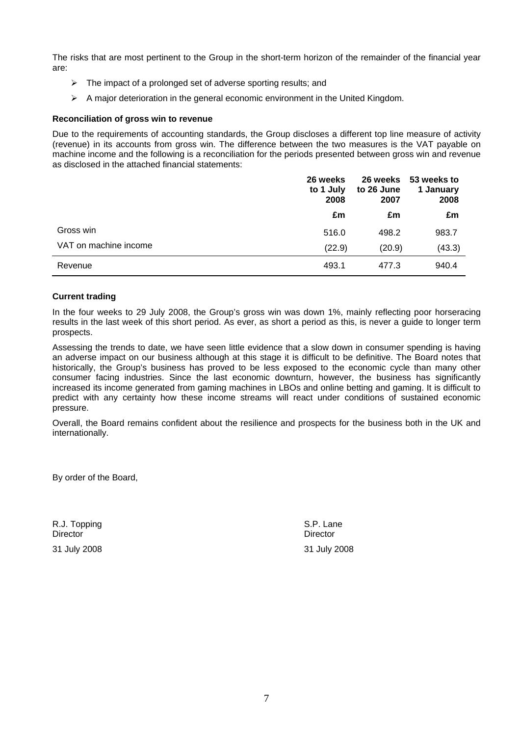The risks that are most pertinent to the Group in the short-term horizon of the remainder of the financial year are:

- The impact of a prolonged set of adverse sporting results; and
- A major deterioration in the general economic environment in the United Kingdom.

**Reconciliation of gross win to revenue**

Due to the requirements of accounting standards, the Group discloses a different top line measure of activity (revenue) in its accounts from gross win. The difference between the two measures is the VAT payable on machine income and the following is a reconciliation for the periods presented between gross win and revenue as disclosed in the attached financial statements:

| | 26 weeks to 1 July 2008 | 26 weeks to 26 June 2007 | 53 weeks to 1 January 2008 |
|---|---|---|---|
| | £m | £m | £m |
| Gross win | 516.0 | 498.2 | 983.7 |
| VAT on machine income | (22.9) | (20.9) | (43.3) |
| Revenue | 493.1 | 477.3 | 940.4 |

**Current trading**

In the four weeks to 29 July 2008, the Group's gross win was down 1%, mainly reflecting poor horseracing results in the last week of this short period. As ever, as short a period as this, is never a guide to longer term prospects.

Assessing the trends to date, we have seen little evidence that a slow down in consumer spending is having an adverse impact on our business although at this stage it is difficult to be definitive. The Board notes that historically, the Group's business has proved to be less exposed to the economic cycle than many other consumer facing industries. Since the last economic downturn, however, the business has significantly increased its income generated from gaming machines in LBOs and online betting and gaming. It is difficult to predict with any certainty how these income streams will react under conditions of sustained economic pressure.

Overall, the Board remains confident about the resilience and prospects for the business both in the UK and internationally.

By order of the Board,

R.J. Topping
Director
31 July 2008

S.P. Lane
Director
31 July 2008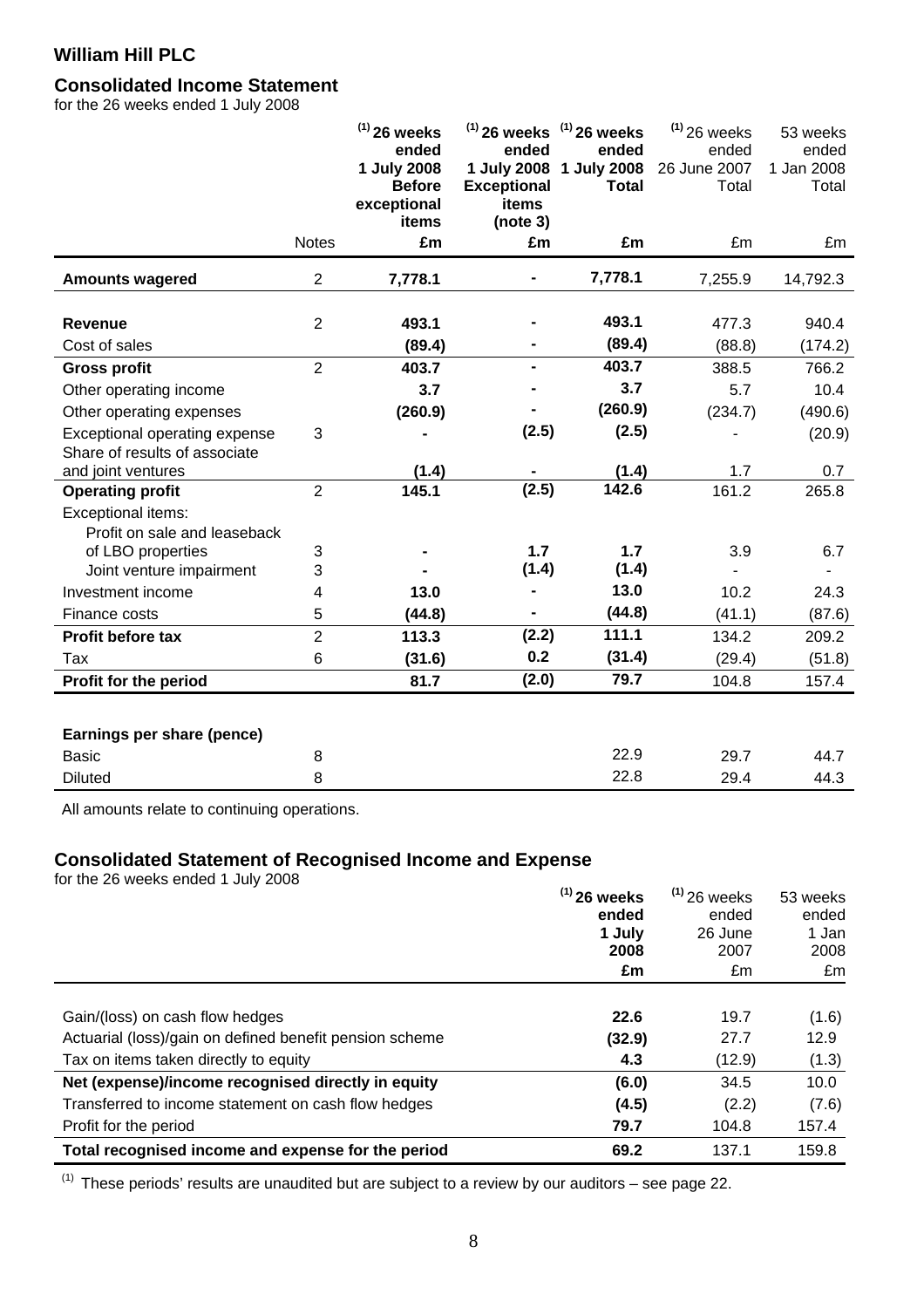## William Hill PLC

### Consolidated Income Statement

for the 26 weeks ended 1 July 2008

| | Notes | (1) 26 weeks ended 1 July 2008 Before exceptional items | (1) 26 weeks ended 1 July 2008 Exceptional items (note 3) | (1) 26 weeks ended 1 July 2008 Total | (1) 26 weeks ended 26 June 2007 Total | 53 weeks ended 1 Jan 2008 Total |
|---|---|---|---|---|---|---|
| | | £m | £m | £m | £m | £m |
| **Amounts wagered** | 2 | **7,778.1** | **-** | **7,778.1** | 7,255.9 | 14,792.3 |
| **Revenue** | 2 | **493.1** | **-** | **493.1** | 477.3 | 940.4 |
| Cost of sales | | **(89.4)** | **-** | **(89.4)** | (88.8) | (174.2) |
| **Gross profit** | 2 | **403.7** | **-** | **403.7** | 388.5 | 766.2 |
| Other operating income | | **3.7** | **-** | **3.7** | 5.7 | 10.4 |
| Other operating expenses | | **(260.9)** | **-** | **(260.9)** | (234.7) | (490.6) |
| Exceptional operating expense | 3 | **-** | **(2.5)** | **(2.5)** | - | (20.9) |
| Share of results of associate and joint ventures | | **(1.4)** | **-** | **(1.4)** | 1.7 | 0.7 |
| **Operating profit** | 2 | **145.1** | **(2.5)** | **142.6** | 161.2 | 265.8 |
| Exceptional items: | | | | | | |
| Profit on sale and leaseback of LBO properties | 3 | **-** | **1.7** | **1.7** | 3.9 | 6.7 |
| Joint venture impairment | 3 | **-** | **(1.4)** | **(1.4)** | - | - |
| Investment income | 4 | **13.0** | **-** | **13.0** | 10.2 | 24.3 |
| Finance costs | 5 | **(44.8)** | **-** | **(44.8)** | (41.1) | (87.6) |
| **Profit before tax** | 2 | **113.3** | **(2.2)** | **111.1** | 134.2 | 209.2 |
| Tax | 6 | **(31.6)** | **0.2** | **(31.4)** | (29.4) | (51.8) |
| **Profit for the period** | | **81.7** | **(2.0)** | **79.7** | 104.8 | 157.4 |
| | | | | | | |
| **Earnings per share (pence)** | | | | | | |
| Basic | 8 | | | **22.9** | 29.7 | 44.7 |
| Diluted | 8 | | | **22.8** | 29.4 | 44.3 |

All amounts relate to continuing operations.

### Consolidated Statement of Recognised Income and Expense

for the 26 weeks ended 1 July 2008

| | (1) 26 weeks ended 1 July 2008 | (1) 26 weeks ended 26 June 2007 | 53 weeks ended 1 Jan 2008 |
|---|---|---|---|
| | £m | £m | £m |
| Gain/(loss) on cash flow hedges | **22.6** | 19.7 | (1.6) |
| Actuarial (loss)/gain on defined benefit pension scheme | **(32.9)** | 27.7 | 12.9 |
| Tax on items taken directly to equity | **4.3** | (12.9) | (1.3) |
| **Net (expense)/income recognised directly in equity** | **(6.0)** | 34.5 | 10.0 |
| Transferred to income statement on cash flow hedges | **(4.5)** | (2.2) | (7.6) |
| Profit for the period | **79.7** | 104.8 | 157.4 |
| **Total recognised income and expense for the period** | **69.2** | 137.1 | 159.8 |

(1) These periods' results are unaudited but are subject to a review by our auditors – see page 22.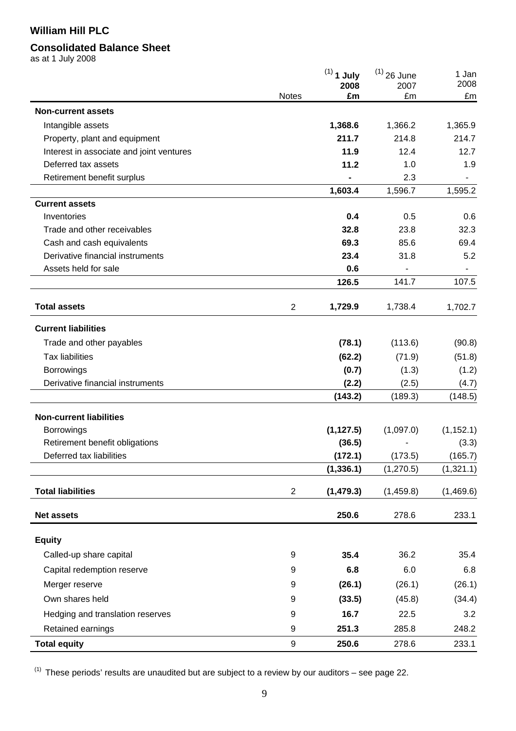# William Hill PLC

## Consolidated Balance Sheet

as at 1 July 2008

| | Notes | (1) **1 July 2008 £m** | (1) 26 June 2007 £m | 1 Jan 2008 £m |
|---|---|---|---|---|
| **Non-current assets** | | | | |
| Intangible assets | | **1,368.6** | 1,366.2 | 1,365.9 |
| Property, plant and equipment | | **211.7** | 214.8 | 214.7 |
| Interest in associate and joint ventures | | **11.9** | 12.4 | 12.7 |
| Deferred tax assets | | **11.2** | 1.0 | 1.9 |
| Retirement benefit surplus | | **-** | 2.3 | - |
| | | **1,603.4** | 1,596.7 | 1,595.2 |
| **Current assets** | | | | |
| Inventories | | **0.4** | 0.5 | 0.6 |
| Trade and other receivables | | **32.8** | 23.8 | 32.3 |
| Cash and cash equivalents | | **69.3** | 85.6 | 69.4 |
| Derivative financial instruments | | **23.4** | 31.8 | 5.2 |
| Assets held for sale | | **0.6** | - | - |
| | | **126.5** | 141.7 | 107.5 |
| **Total assets** | 2 | **1,729.9** | 1,738.4 | 1,702.7 |
| **Current liabilities** | | | | |
| Trade and other payables | | **(78.1)** | (113.6) | (90.8) |
| Tax liabilities | | **(62.2)** | (71.9) | (51.8) |
| Borrowings | | **(0.7)** | (1.3) | (1.2) |
| Derivative financial instruments | | **(2.2)** | (2.5) | (4.7) |
| | | **(143.2)** | (189.3) | (148.5) |
| **Non-current liabilities** | | | | |
| Borrowings | | **(1,127.5)** | (1,097.0) | (1,152.1) |
| Retirement benefit obligations | | **(36.5)** | - | (3.3) |
| Deferred tax liabilities | | **(172.1)** | (173.5) | (165.7) |
| | | **(1,336.1)** | (1,270.5) | (1,321.1) |
| **Total liabilities** | 2 | **(1,479.3)** | (1,459.8) | (1,469.6) |
| **Net assets** | | **250.6** | 278.6 | 233.1 |
| **Equity** | | | | |
| Called-up share capital | 9 | **35.4** | 36.2 | 35.4 |
| Capital redemption reserve | 9 | **6.8** | 6.0 | 6.8 |
| Merger reserve | 9 | **(26.1)** | (26.1) | (26.1) |
| Own shares held | 9 | **(33.5)** | (45.8) | (34.4) |
| Hedging and translation reserves | 9 | **16.7** | 22.5 | 3.2 |
| Retained earnings | 9 | **251.3** | 285.8 | 248.2 |
| **Total equity** | 9 | **250.6** | 278.6 | 233.1 |

(1) These periods' results are unaudited but are subject to a review by our auditors – see page 22.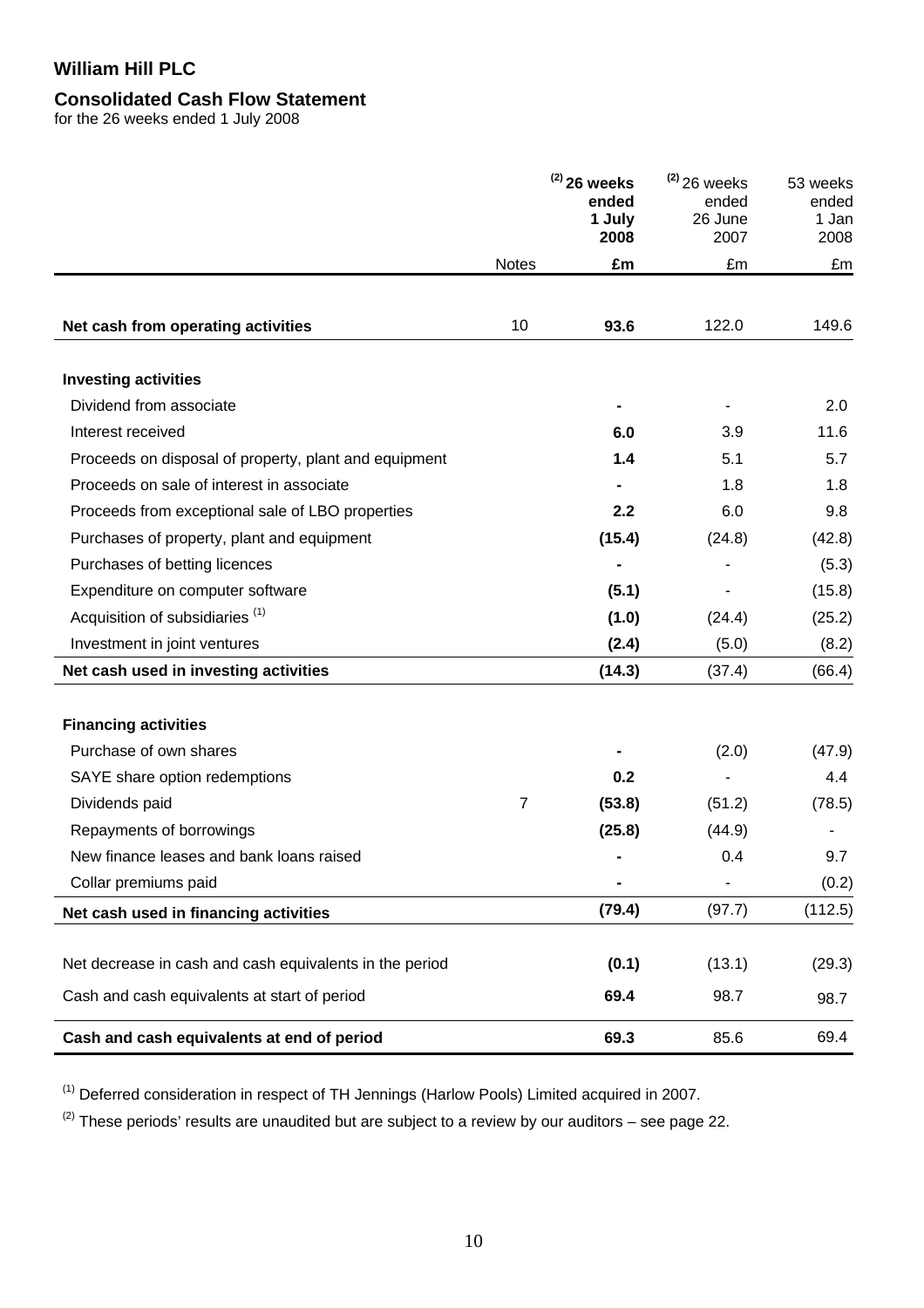# William Hill PLC

## Consolidated Cash Flow Statement

for the 26 weeks ended 1 July 2008

| | Notes | [2] **26 weeks ended 1 July 2008** | [2] 26 weeks ended 26 June 2007 | 53 weeks ended 1 Jan 2008 |
|---|---|---|---|---|
| | | **£m** | £m | £m |
| **Net cash from operating activities** | 10 | **93.6** | 122.0 | 149.6 |
| **Investing activities** | | | | |
| Dividend from associate | | **-** | - | 2.0 |
| Interest received | | **6.0** | 3.9 | 11.6 |
| Proceeds on disposal of property, plant and equipment | | **1.4** | 5.1 | 5.7 |
| Proceeds on sale of interest in associate | | **-** | 1.8 | 1.8 |
| Proceeds from exceptional sale of LBO properties | | **2.2** | 6.0 | 9.8 |
| Purchases of property, plant and equipment | | **(15.4)** | (24.8) | (42.8) |
| Purchases of betting licences | | **-** | - | (5.3) |
| Expenditure on computer software | | **(5.1)** | - | (15.8) |
| Acquisition of subsidiaries [1] | | **(1.0)** | (24.4) | (25.2) |
| Investment in joint ventures | | **(2.4)** | (5.0) | (8.2) |
| **Net cash used in investing activities** | | **(14.3)** | (37.4) | (66.4) |
| **Financing activities** | | | | |
| Purchase of own shares | | **-** | (2.0) | (47.9) |
| SAYE share option redemptions | | **0.2** | - | 4.4 |
| Dividends paid | 7 | **(53.8)** | (51.2) | (78.5) |
| Repayments of borrowings | | **(25.8)** | (44.9) | - |
| New finance leases and bank loans raised | | **-** | 0.4 | 9.7 |
| Collar premiums paid | | **-** | - | (0.2) |
| **Net cash used in financing activities** | | **(79.4)** | (97.7) | (112.5) |
| Net decrease in cash and cash equivalents in the period | | **(0.1)** | (13.1) | (29.3) |
| Cash and cash equivalents at start of period | | **69.4** | 98.7 | 98.7 |
| **Cash and cash equivalents at end of period** | | **69.3** | 85.6 | 69.4 |

[1] Deferred consideration in respect of TH Jennings (Harlow Pools) Limited acquired in 2007.

[2] These periods' results are unaudited but are subject to a review by our auditors – see page 22.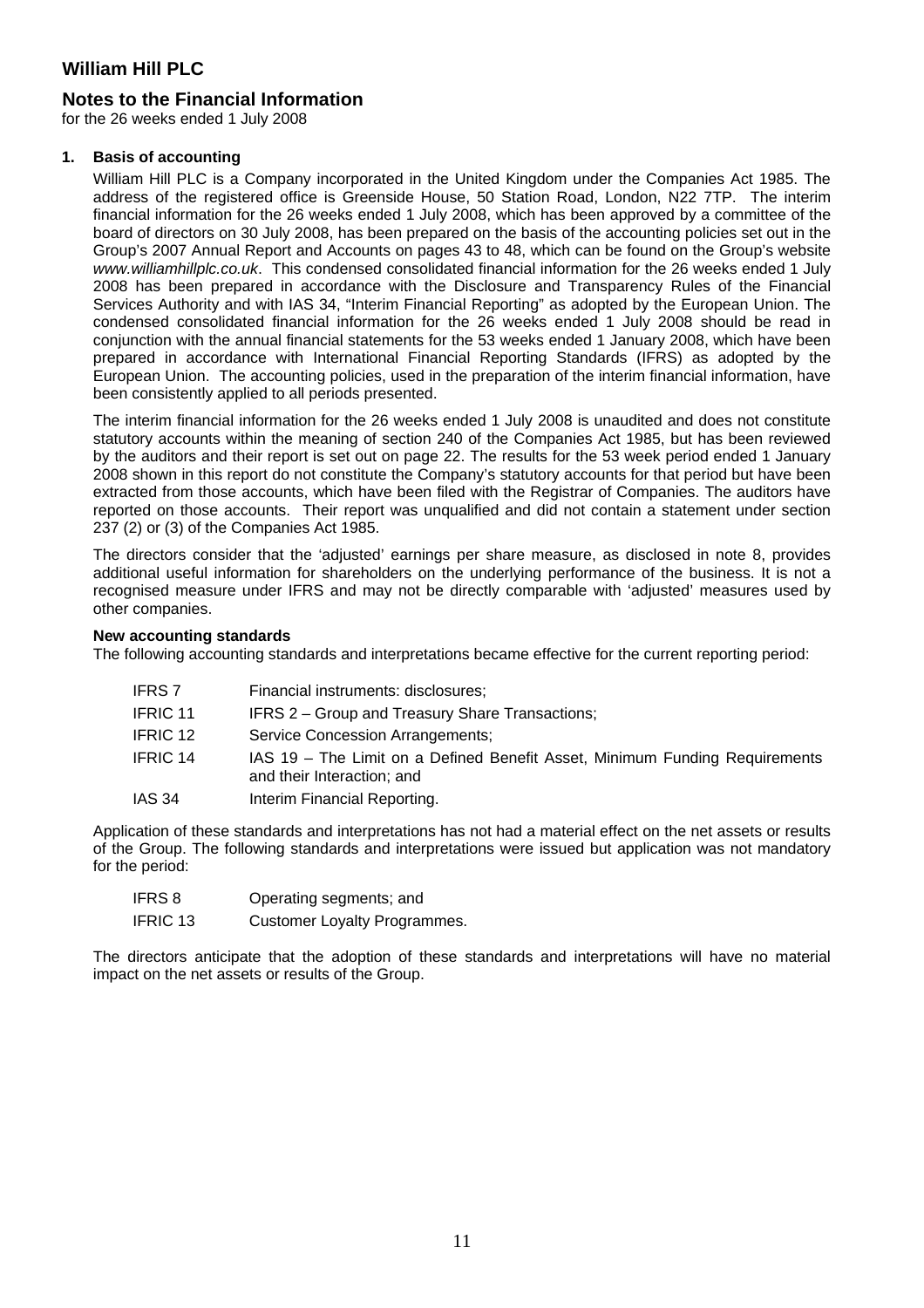# William Hill PLC

## Notes to the Financial Information

for the 26 weeks ended 1 July 2008

### 1. Basis of accounting

William Hill PLC is a Company incorporated in the United Kingdom under the Companies Act 1985. The address of the registered office is Greenside House, 50 Station Road, London, N22 7TP. The interim financial information for the 26 weeks ended 1 July 2008, which has been approved by a committee of the board of directors on 30 July 2008, has been prepared on the basis of the accounting policies set out in the Group's 2007 Annual Report and Accounts on pages 43 to 48, which can be found on the Group's website *www.williamhillplc.co.uk*. This condensed consolidated financial information for the 26 weeks ended 1 July 2008 has been prepared in accordance with the Disclosure and Transparency Rules of the Financial Services Authority and with IAS 34, "Interim Financial Reporting" as adopted by the European Union. The condensed consolidated financial information for the 26 weeks ended 1 July 2008 should be read in conjunction with the annual financial statements for the 53 weeks ended 1 January 2008, which have been prepared in accordance with International Financial Reporting Standards (IFRS) as adopted by the European Union. The accounting policies, used in the preparation of the interim financial information, have been consistently applied to all periods presented.

The interim financial information for the 26 weeks ended 1 July 2008 is unaudited and does not constitute statutory accounts within the meaning of section 240 of the Companies Act 1985, but has been reviewed by the auditors and their report is set out on page 22. The results for the 53 week period ended 1 January 2008 shown in this report do not constitute the Company's statutory accounts for that period but have been extracted from those accounts, which have been filed with the Registrar of Companies. The auditors have reported on those accounts. Their report was unqualified and did not contain a statement under section 237 (2) or (3) of the Companies Act 1985.

The directors consider that the 'adjusted' earnings per share measure, as disclosed in note 8, provides additional useful information for shareholders on the underlying performance of the business. It is not a recognised measure under IFRS and may not be directly comparable with 'adjusted' measures used by other companies.

**New accounting standards**

The following accounting standards and interpretations became effective for the current reporting period:

| | |
|---|---|
| IFRS 7 | Financial instruments: disclosures; |
| IFRIC 11 | IFRS 2 – Group and Treasury Share Transactions; |
| IFRIC 12 | Service Concession Arrangements; |
| IFRIC 14 | IAS 19 – The Limit on a Defined Benefit Asset, Minimum Funding Requirements and their Interaction; and |
| IAS 34 | Interim Financial Reporting. |

Application of these standards and interpretations has not had a material effect on the net assets or results of the Group. The following standards and interpretations were issued but application was not mandatory for the period:

| | |
|---|---|
| IFRS 8 | Operating segments; and |
| IFRIC 13 | Customer Loyalty Programmes. |

The directors anticipate that the adoption of these standards and interpretations will have no material impact on the net assets or results of the Group.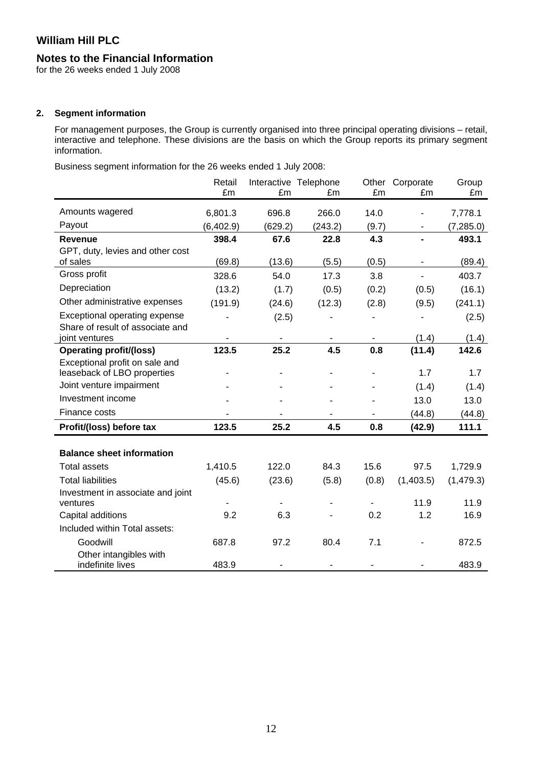**William Hill PLC**

## Notes to the Financial Information

for the 26 weeks ended 1 July 2008

### 2. Segment information

For management purposes, the Group is currently organised into three principal operating divisions – retail, interactive and telephone. These divisions are the basis on which the Group reports its primary segment information.

Business segment information for the 26 weeks ended 1 July 2008:

| | Retail £m | Interactive £m | Telephone £m | Other £m | Corporate £m | Group £m |
|---|---|---|---|---|---|---|
| Amounts wagered | 6,801.3 | 696.8 | 266.0 | 14.0 | - | 7,778.1 |
| Payout | (6,402.9) | (629.2) | (243.2) | (9.7) | - | (7,285.0) |
| **Revenue** | **398.4** | **67.6** | **22.8** | **4.3** | **-** | **493.1** |
| GPT, duty, levies and other cost of sales | (69.8) | (13.6) | (5.5) | (0.5) | - | (89.4) |
| Gross profit | 328.6 | 54.0 | 17.3 | 3.8 | - | 403.7 |
| Depreciation | (13.2) | (1.7) | (0.5) | (0.2) | (0.5) | (16.1) |
| Other administrative expenses | (191.9) | (24.6) | (12.3) | (2.8) | (9.5) | (241.1) |
| Exceptional operating expense | - | (2.5) | - | - | - | (2.5) |
| Share of result of associate and joint ventures | - | - | - | - | (1.4) | (1.4) |
| **Operating profit/(loss)** | **123.5** | **25.2** | **4.5** | **0.8** | **(11.4)** | **142.6** |
| Exceptional profit on sale and leaseback of LBO properties | - | - | - | - | 1.7 | 1.7 |
| Joint venture impairment | - | - | - | - | (1.4) | (1.4) |
| Investment income | - | - | - | - | 13.0 | 13.0 |
| Finance costs | - | - | - | - | (44.8) | (44.8) |
| **Profit/(loss) before tax** | **123.5** | **25.2** | **4.5** | **0.8** | **(42.9)** | **111.1** |
| | | | | | | |
| **Balance sheet information** | | | | | | |
| Total assets | 1,410.5 | 122.0 | 84.3 | 15.6 | 97.5 | 1,729.9 |
| Total liabilities | (45.6) | (23.6) | (5.8) | (0.8) | (1,403.5) | (1,479.3) |
| Investment in associate and joint ventures | - | - | - | - | 11.9 | 11.9 |
| Capital additions | 9.2 | 6.3 | - | 0.2 | 1.2 | 16.9 |
| Included within Total assets: | | | | | | |
| Goodwill | 687.8 | 97.2 | 80.4 | 7.1 | - | 872.5 |
| Other intangibles with indefinite lives | 483.9 | - | - | - | - | 483.9 |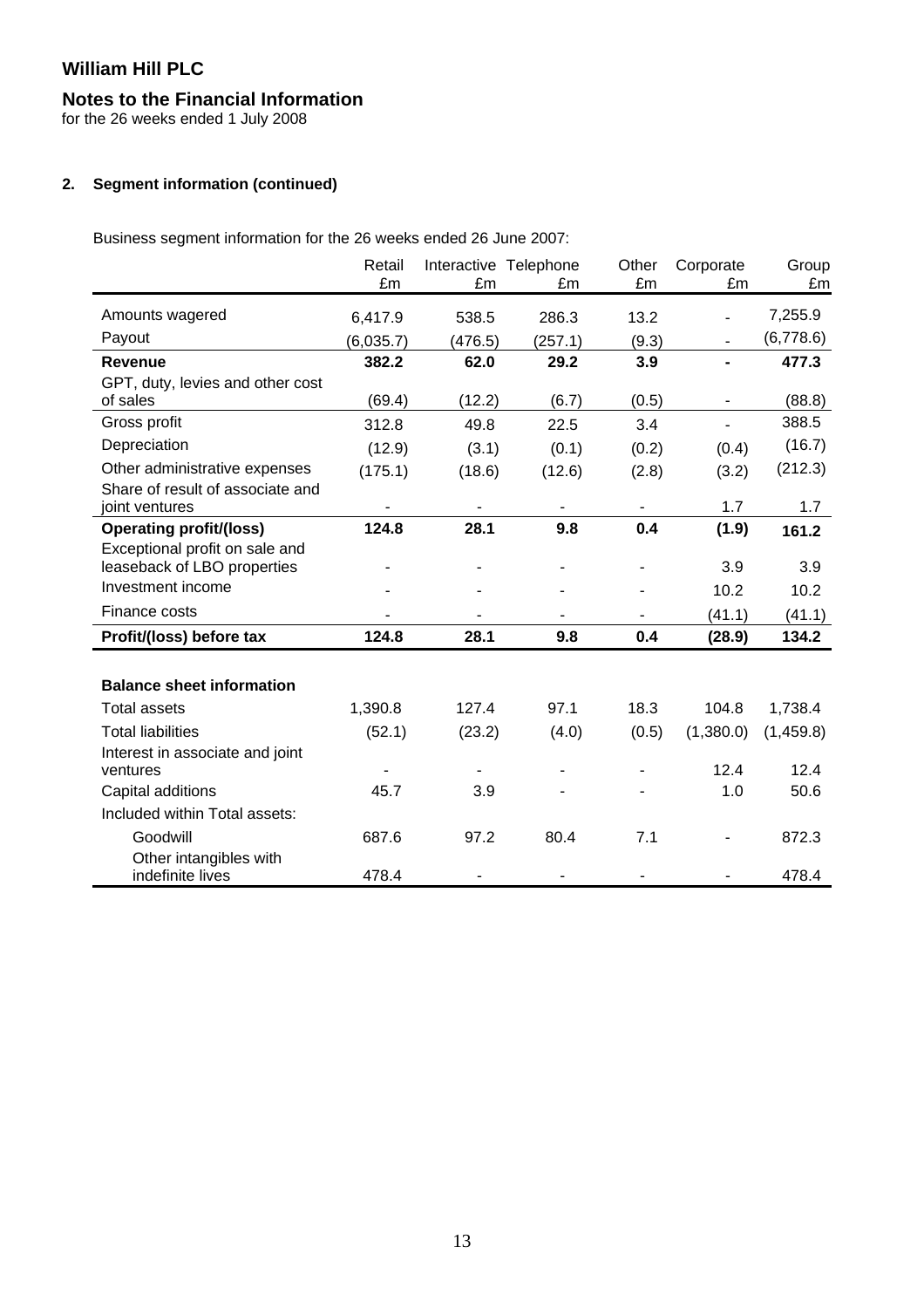# William Hill PLC

## Notes to the Financial Information

for the 26 weeks ended 1 July 2008

### 2. Segment information (continued)

Business segment information for the 26 weeks ended 26 June 2007:

| | Retail £m | Interactive £m | Telephone £m | Other £m | Corporate £m | Group £m |
|---|---|---|---|---|---|---|
| Amounts wagered | 6,417.9 | 538.5 | 286.3 | 13.2 | - | 7,255.9 |
| Payout | (6,035.7) | (476.5) | (257.1) | (9.3) | - | (6,778.6) |
| **Revenue** | **382.2** | **62.0** | **29.2** | **3.9** | **-** | **477.3** |
| GPT, duty, levies and other cost of sales | (69.4) | (12.2) | (6.7) | (0.5) | - | (88.8) |
| Gross profit | 312.8 | 49.8 | 22.5 | 3.4 | - | 388.5 |
| Depreciation | (12.9) | (3.1) | (0.1) | (0.2) | (0.4) | (16.7) |
| Other administrative expenses | (175.1) | (18.6) | (12.6) | (2.8) | (3.2) | (212.3) |
| Share of result of associate and joint ventures | - | - | - | - | 1.7 | 1.7 |
| **Operating profit/(loss)** | **124.8** | **28.1** | **9.8** | **0.4** | **(1.9)** | **161.2** |
| Exceptional profit on sale and leaseback of LBO properties | - | - | - | - | 3.9 | 3.9 |
| Investment income | - | - | - | - | 10.2 | 10.2 |
| Finance costs | - | - | - | - | (41.1) | (41.1) |
| **Profit/(loss) before tax** | **124.8** | **28.1** | **9.8** | **0.4** | **(28.9)** | **134.2** |
| | | | | | | |
| **Balance sheet information** | | | | | | |
| Total assets | 1,390.8 | 127.4 | 97.1 | 18.3 | 104.8 | 1,738.4 |
| Total liabilities | (52.1) | (23.2) | (4.0) | (0.5) | (1,380.0) | (1,459.8) |
| Interest in associate and joint ventures | - | - | - | - | 12.4 | 12.4 |
| Capital additions | 45.7 | 3.9 | - | - | 1.0 | 50.6 |
| Included within Total assets: | | | | | | |
| Goodwill | 687.6 | 97.2 | 80.4 | 7.1 | - | 872.3 |
| Other intangibles with indefinite lives | 478.4 | - | - | - | - | 478.4 |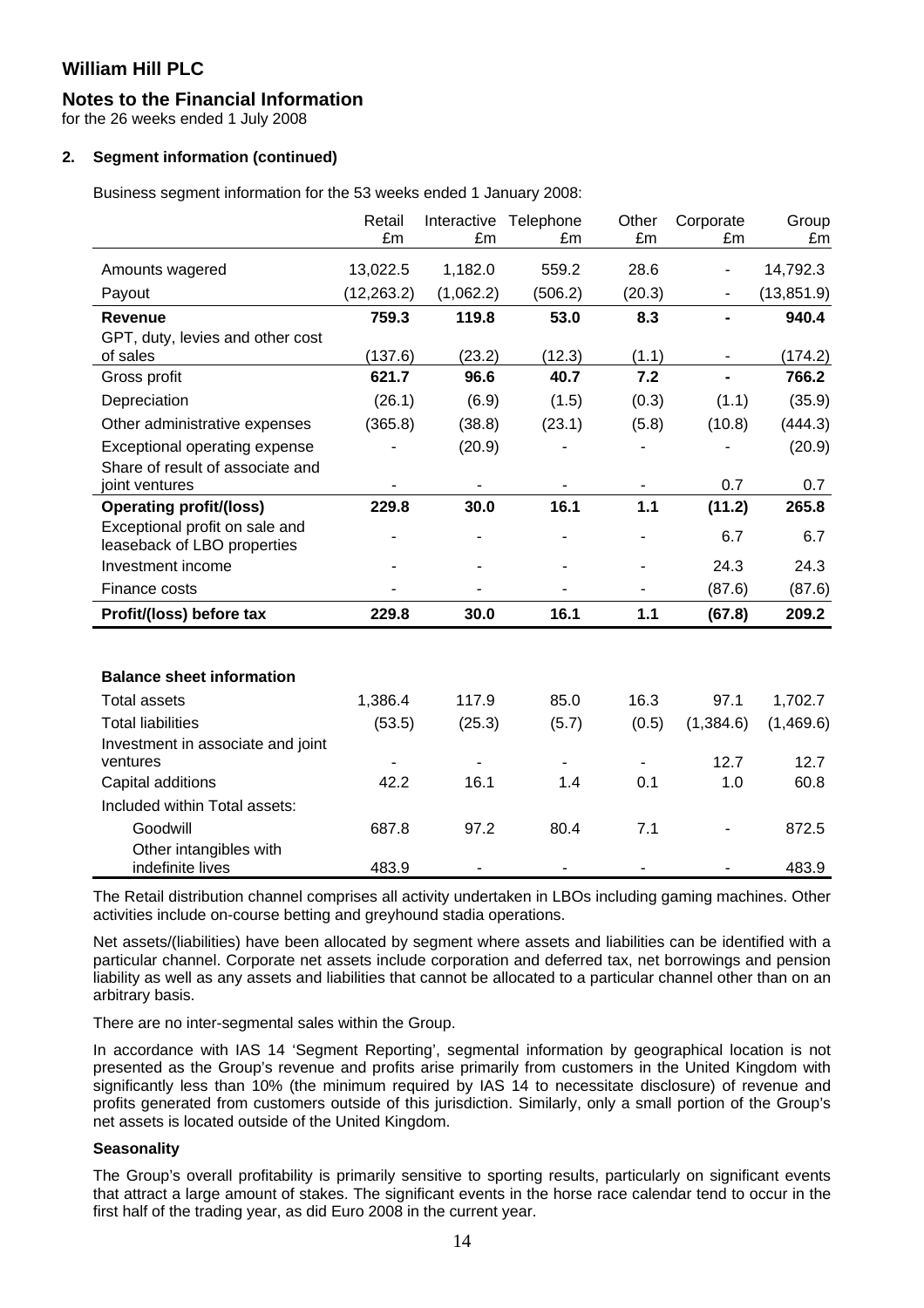# William Hill PLC

## Notes to the Financial Information

for the 26 weeks ended 1 July 2008

### 2. Segment information (continued)

Business segment information for the 53 weeks ended 1 January 2008:

| | Retail £m | Interactive £m | Telephone £m | Other £m | Corporate £m | Group £m |
|---|---|---|---|---|---|---|
| Amounts wagered | 13,022.5 | 1,182.0 | 559.2 | 28.6 | - | 14,792.3 |
| Payout | (12,263.2) | (1,062.2) | (506.2) | (20.3) | - | (13,851.9) |
| **Revenue** | **759.3** | **119.8** | **53.0** | **8.3** | **-** | **940.4** |
| GPT, duty, levies and other cost of sales | (137.6) | (23.2) | (12.3) | (1.1) | - | (174.2) |
| Gross profit | **621.7** | **96.6** | **40.7** | **7.2** | **-** | **766.2** |
| Depreciation | (26.1) | (6.9) | (1.5) | (0.3) | (1.1) | (35.9) |
| Other administrative expenses | (365.8) | (38.8) | (23.1) | (5.8) | (10.8) | (444.3) |
| Exceptional operating expense | - | (20.9) | - | - | - | (20.9) |
| Share of result of associate and joint ventures | - | - | - | - | 0.7 | 0.7 |
| **Operating profit/(loss)** | **229.8** | **30.0** | **16.1** | **1.1** | **(11.2)** | **265.8** |
| Exceptional profit on sale and leaseback of LBO properties | - | - | - | - | 6.7 | 6.7 |
| Investment income | - | - | - | - | 24.3 | 24.3 |
| Finance costs | - | - | - | - | (87.6) | (87.6) |
| **Profit/(loss) before tax** | **229.8** | **30.0** | **16.1** | **1.1** | **(67.8)** | **209.2** |
| | | | | | | |
| **Balance sheet information** | | | | | | |
| Total assets | 1,386.4 | 117.9 | 85.0 | 16.3 | 97.1 | 1,702.7 |
| Total liabilities | (53.5) | (25.3) | (5.7) | (0.5) | (1,384.6) | (1,469.6) |
| Investment in associate and joint ventures | - | - | - | - | 12.7 | 12.7 |
| Capital additions | 42.2 | 16.1 | 1.4 | 0.1 | 1.0 | 60.8 |
| Included within Total assets: | | | | | | |
| Goodwill | 687.8 | 97.2 | 80.4 | 7.1 | - | 872.5 |
| Other intangibles with indefinite lives | 483.9 | - | - | - | - | 483.9 |

The Retail distribution channel comprises all activity undertaken in LBOs including gaming machines. Other activities include on-course betting and greyhound stadia operations.

Net assets/(liabilities) have been allocated by segment where assets and liabilities can be identified with a particular channel. Corporate net assets include corporation and deferred tax, net borrowings and pension liability as well as any assets and liabilities that cannot be allocated to a particular channel other than on an arbitrary basis.

There are no inter-segmental sales within the Group.

In accordance with IAS 14 'Segment Reporting', segmental information by geographical location is not presented as the Group's revenue and profits arise primarily from customers in the United Kingdom with significantly less than 10% (the minimum required by IAS 14 to necessitate disclosure) of revenue and profits generated from customers outside of this jurisdiction. Similarly, only a small portion of the Group's net assets is located outside of the United Kingdom.

#### Seasonality

The Group's overall profitability is primarily sensitive to sporting results, particularly on significant events that attract a large amount of stakes. The significant events in the horse race calendar tend to occur in the first half of the trading year, as did Euro 2008 in the current year.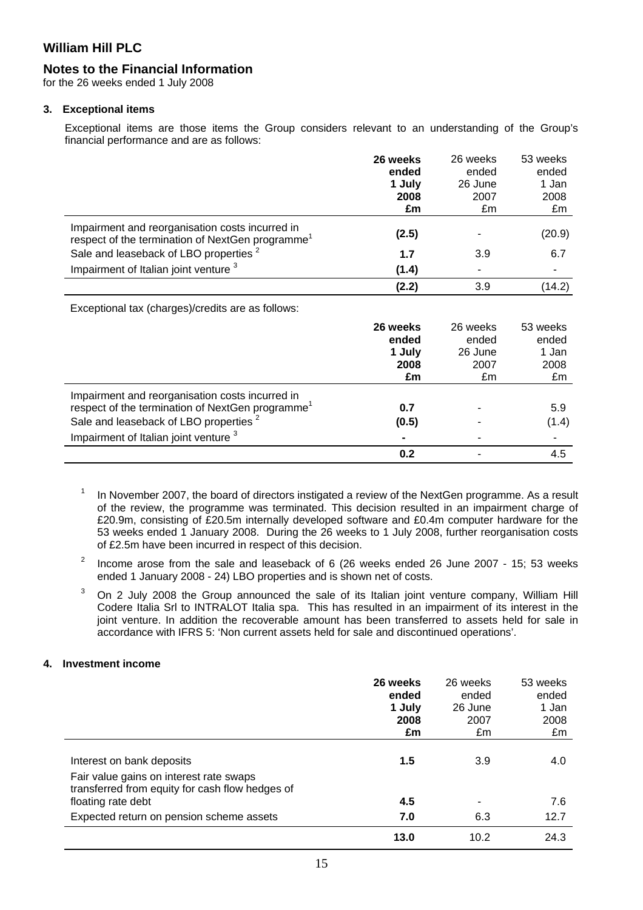# William Hill PLC

## Notes to the Financial Information

for the 26 weeks ended 1 July 2008

### 3. Exceptional items

Exceptional items are those items the Group considers relevant to an understanding of the Group's financial performance and are as follows:

| | **26 weeks ended 1 July 2008 £m** | 26 weeks ended 26 June 2007 £m | 53 weeks ended 1 Jan 2008 £m |
|---|---|---|---|
| Impairment and reorganisation costs incurred in respect of the termination of NextGen programme[1] | **(2.5)** | - | (20.9) |
| Sale and leaseback of LBO properties [2] | **1.7** | 3.9 | 6.7 |
| Impairment of Italian joint venture [3] | **(1.4)** | - | - |
| | **(2.2)** | 3.9 | (14.2) |

Exceptional tax (charges)/credits are as follows:

| | **26 weeks ended 1 July 2008 £m** | 26 weeks ended 26 June 2007 £m | 53 weeks ended 1 Jan 2008 £m |
|---|---|---|---|
| Impairment and reorganisation costs incurred in respect of the termination of NextGen programme[1] | **0.7** | - | 5.9 |
| Sale and leaseback of LBO properties [2] | **(0.5)** | - | (1.4) |
| Impairment of Italian joint venture [3] | **-** | - | - |
| | **0.2** | - | 4.5 |

[1] In November 2007, the board of directors instigated a review of the NextGen programme. As a result of the review, the programme was terminated. This decision resulted in an impairment charge of £20.9m, consisting of £20.5m internally developed software and £0.4m computer hardware for the 53 weeks ended 1 January 2008. During the 26 weeks to 1 July 2008, further reorganisation costs of £2.5m have been incurred in respect of this decision.

[2] Income arose from the sale and leaseback of 6 (26 weeks ended 26 June 2007 - 15; 53 weeks ended 1 January 2008 - 24) LBO properties and is shown net of costs.

[3] On 2 July 2008 the Group announced the sale of its Italian joint venture company, William Hill Codere Italia Srl to INTRALOT Italia spa. This has resulted in an impairment of its interest in the joint venture. In addition the recoverable amount has been transferred to assets held for sale in accordance with IFRS 5: 'Non current assets held for sale and discontinued operations'.

### 4. Investment income

| | **26 weeks ended 1 July 2008 £m** | 26 weeks ended 26 June 2007 £m | 53 weeks ended 1 Jan 2008 £m |
|---|---|---|---|
| Interest on bank deposits | **1.5** | 3.9 | 4.0 |
| Fair value gains on interest rate swaps transferred from equity for cash flow hedges of floating rate debt | **4.5** | - | 7.6 |
| Expected return on pension scheme assets | **7.0** | 6.3 | 12.7 |
| | **13.0** | 10.2 | 24.3 |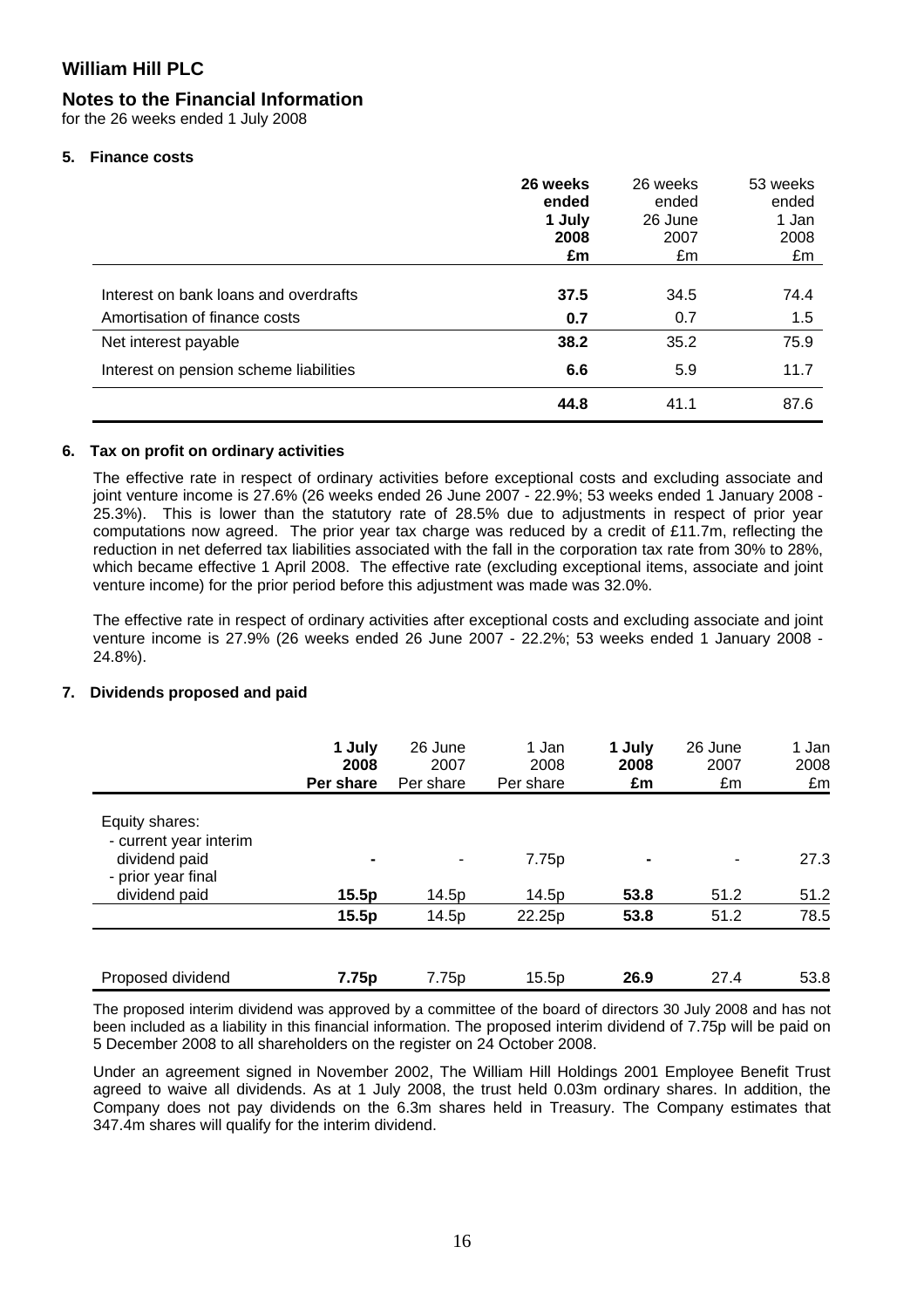# William Hill PLC

## Notes to the Financial Information

for the 26 weeks ended 1 July 2008

### 5. Finance costs

| | **26 weeks ended 1 July 2008 £m** | 26 weeks ended 26 June 2007 £m | 53 weeks ended 1 Jan 2008 £m |
|---|---|---|---|
| Interest on bank loans and overdrafts | **37.5** | 34.5 | 74.4 |
| Amortisation of finance costs | **0.7** | 0.7 | 1.5 |
| Net interest payable | **38.2** | 35.2 | 75.9 |
| Interest on pension scheme liabilities | **6.6** | 5.9 | 11.7 |
| | **44.8** | 41.1 | 87.6 |

### 6. Tax on profit on ordinary activities

The effective rate in respect of ordinary activities before exceptional costs and excluding associate and joint venture income is 27.6% (26 weeks ended 26 June 2007 - 22.9%; 53 weeks ended 1 January 2008 - 25.3%). This is lower than the statutory rate of 28.5% due to adjustments in respect of prior year computations now agreed. The prior year tax charge was reduced by a credit of £11.7m, reflecting the reduction in net deferred tax liabilities associated with the fall in the corporation tax rate from 30% to 28%, which became effective 1 April 2008. The effective rate (excluding exceptional items, associate and joint venture income) for the prior period before this adjustment was made was 32.0%.

The effective rate in respect of ordinary activities after exceptional costs and excluding associate and joint venture income is 27.9% (26 weeks ended 26 June 2007 - 22.2%; 53 weeks ended 1 January 2008 - 24.8%).

### 7. Dividends proposed and paid

| | **1 July 2008 Per share** | 26 June 2007 Per share | 1 Jan 2008 Per share | **1 July 2008 £m** | 26 June 2007 £m | 1 Jan 2008 £m |
|---|---|---|---|---|---|---|
| Equity shares: | | | | | | |
| - current year interim dividend paid | **-** | - | 7.75p | **-** | - | 27.3 |
| - prior year final dividend paid | **15.5p** | 14.5p | 14.5p | **53.8** | 51.2 | 51.2 |
| | **15.5p** | 14.5p | 22.25p | **53.8** | 51.2 | 78.5 |
| Proposed dividend | **7.75p** | 7.75p | 15.5p | **26.9** | 27.4 | 53.8 |

The proposed interim dividend was approved by a committee of the board of directors 30 July 2008 and has not been included as a liability in this financial information. The proposed interim dividend of 7.75p will be paid on 5 December 2008 to all shareholders on the register on 24 October 2008.

Under an agreement signed in November 2002, The William Hill Holdings 2001 Employee Benefit Trust agreed to waive all dividends. As at 1 July 2008, the trust held 0.03m ordinary shares. In addition, the Company does not pay dividends on the 6.3m shares held in Treasury. The Company estimates that 347.4m shares will qualify for the interim dividend.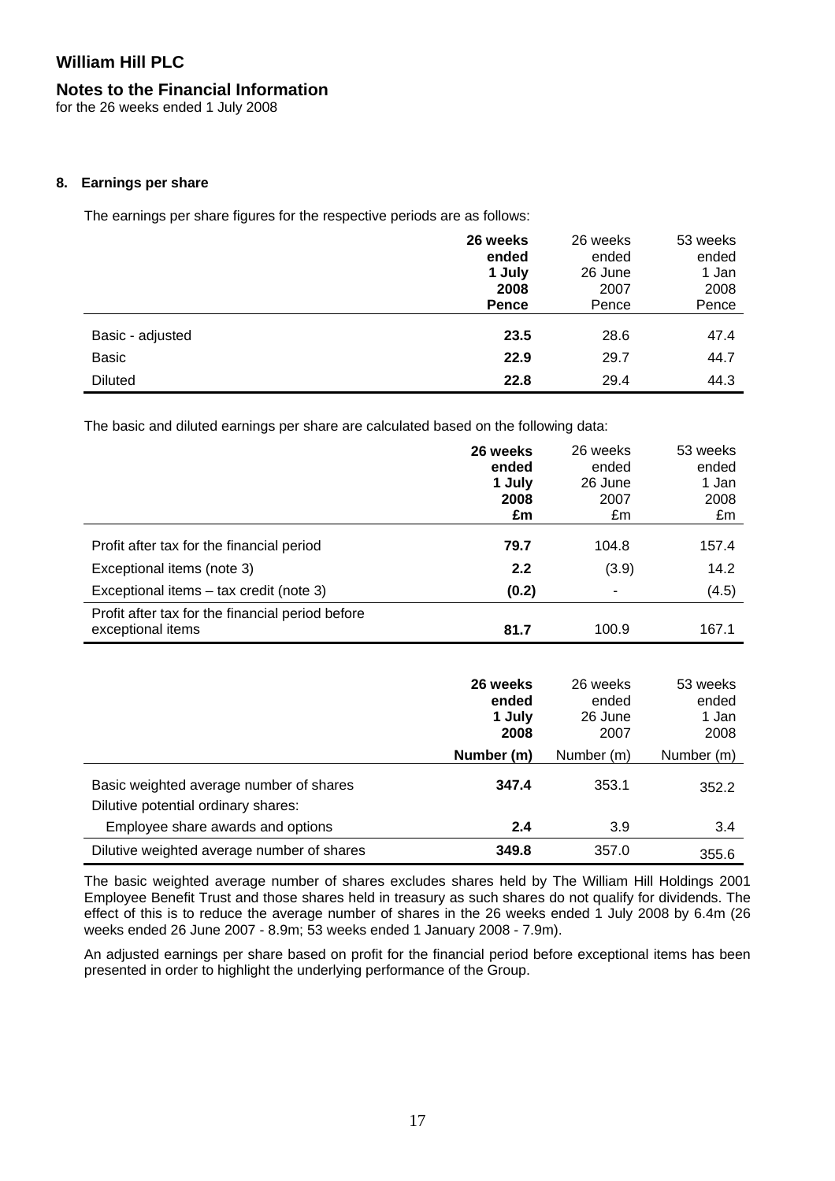# William Hill PLC

## Notes to the Financial Information

for the 26 weeks ended 1 July 2008

### 8. Earnings per share

The earnings per share figures for the respective periods are as follows:

| | **26 weeks ended 1 July 2008 Pence** | 26 weeks ended 26 June 2007 Pence | 53 weeks ended 1 Jan 2008 Pence |
|---|---|---|---|
| Basic - adjusted | **23.5** | 28.6 | 47.4 |
| Basic | **22.9** | 29.7 | 44.7 |
| Diluted | **22.8** | 29.4 | 44.3 |

The basic and diluted earnings per share are calculated based on the following data:

| | **26 weeks ended 1 July 2008 £m** | 26 weeks ended 26 June 2007 £m | 53 weeks ended 1 Jan 2008 £m |
|---|---|---|---|
| Profit after tax for the financial period | **79.7** | 104.8 | 157.4 |
| Exceptional items (note 3) | **2.2** | (3.9) | 14.2 |
| Exceptional items – tax credit (note 3) | **(0.2)** | - | (4.5) |
| Profit after tax for the financial period before exceptional items | **81.7** | 100.9 | 167.1 |

| | **26 weeks ended 1 July 2008 Number (m)** | 26 weeks ended 26 June 2007 Number (m) | 53 weeks ended 1 Jan 2008 Number (m) |
|---|---|---|---|
| Basic weighted average number of shares | **347.4** | 353.1 | 352.2 |
| Dilutive potential ordinary shares: | | | |
| Employee share awards and options | **2.4** | 3.9 | 3.4 |
| Dilutive weighted average number of shares | **349.8** | 357.0 | 355.6 |

The basic weighted average number of shares excludes shares held by The William Hill Holdings 2001 Employee Benefit Trust and those shares held in treasury as such shares do not qualify for dividends. The effect of this is to reduce the average number of shares in the 26 weeks ended 1 July 2008 by 6.4m (26 weeks ended 26 June 2007 - 8.9m; 53 weeks ended 1 January 2008 - 7.9m).

An adjusted earnings per share based on profit for the financial period before exceptional items has been presented in order to highlight the underlying performance of the Group.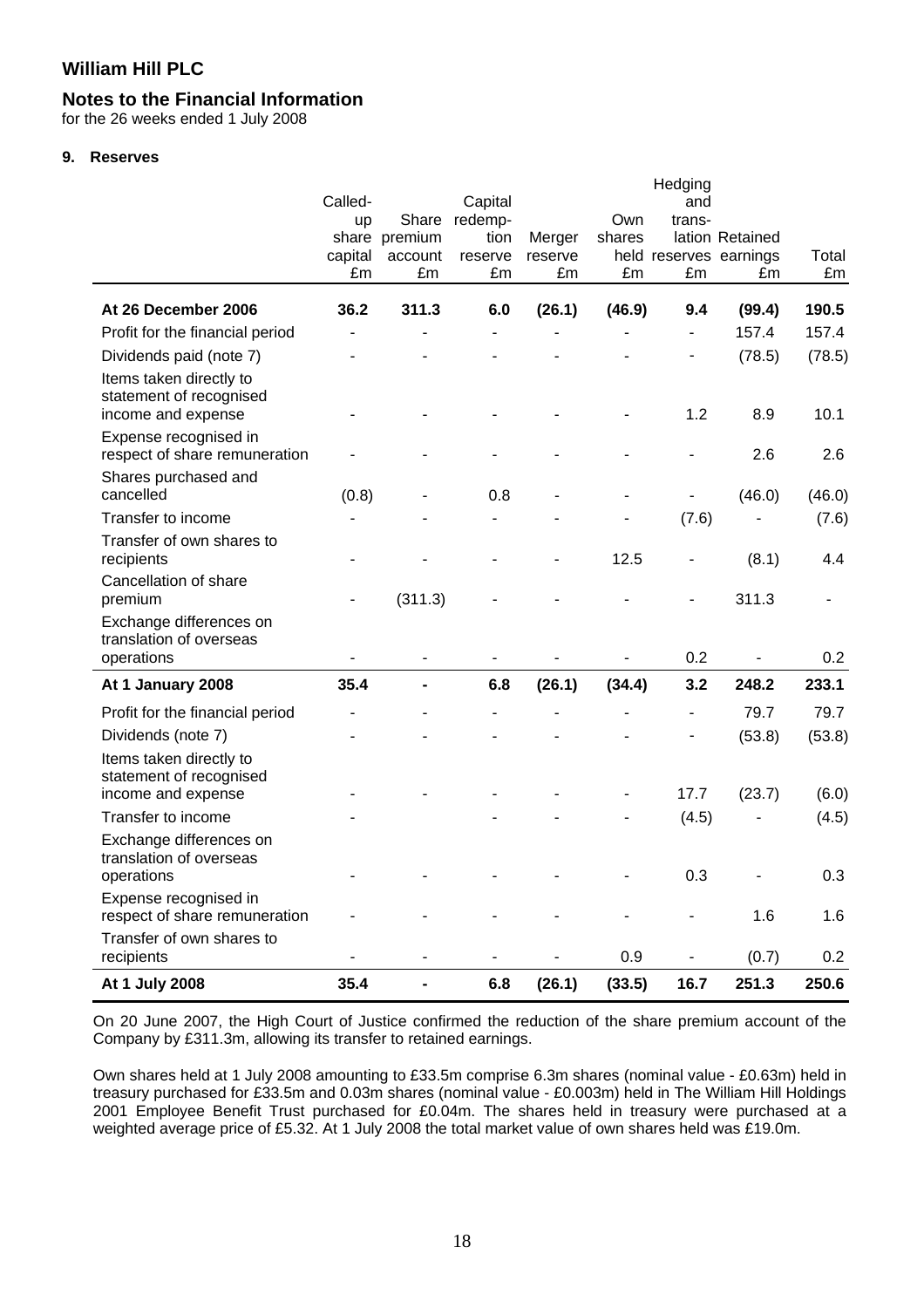# William Hill PLC

## Notes to the Financial Information

for the 26 weeks ended 1 July 2008

**9. Reserves**

| | Called-up share capital £m | Share premium account £m | Capital redemption reserve £m | Merger reserve £m | Own shares held £m | Hedging and translation reserves £m | Retained earnings £m | Total £m |
|---|---|---|---|---|---|---|---|---|
| **At 26 December 2006** | **36.2** | **311.3** | **6.0** | **(26.1)** | **(46.9)** | **9.4** | **(99.4)** | **190.5** |
| Profit for the financial period | - | - | - | - | - | - | 157.4 | 157.4 |
| Dividends paid (note 7) | - | - | - | - | - | - | (78.5) | (78.5) |
| Items taken directly to statement of recognised income and expense | - | - | - | - | - | 1.2 | 8.9 | 10.1 |
| Expense recognised in respect of share remuneration | - | - | - | - | - | - | 2.6 | 2.6 |
| Shares purchased and cancelled | (0.8) | - | 0.8 | - | - | - | (46.0) | (46.0) |
| Transfer to income | - | - | - | - | - | (7.6) | - | (7.6) |
| Transfer of own shares to recipients | - | - | - | - | 12.5 | - | (8.1) | 4.4 |
| Cancellation of share premium | - | (311.3) | - | - | - | - | 311.3 | - |
| Exchange differences on translation of overseas operations | - | - | - | - | - | 0.2 | - | 0.2 |
| **At 1 January 2008** | **35.4** | **-** | **6.8** | **(26.1)** | **(34.4)** | **3.2** | **248.2** | **233.1** |
| Profit for the financial period | - | - | - | - | - | - | 79.7 | 79.7 |
| Dividends (note 7) | - | - | - | - | - | - | (53.8) | (53.8) |
| Items taken directly to statement of recognised income and expense | - | - | - | - | - | 17.7 | (23.7) | (6.0) |
| Transfer to income | - | - | - | - | - | (4.5) | - | (4.5) |
| Exchange differences on translation of overseas operations | - | - | - | - | - | 0.3 | - | 0.3 |
| Expense recognised in respect of share remuneration | - | - | - | - | - | - | 1.6 | 1.6 |
| Transfer of own shares to recipients | - | - | - | - | 0.9 | - | (0.7) | 0.2 |
| **At 1 July 2008** | **35.4** | **-** | **6.8** | **(26.1)** | **(33.5)** | **16.7** | **251.3** | **250.6** |

On 20 June 2007, the High Court of Justice confirmed the reduction of the share premium account of the Company by £311.3m, allowing its transfer to retained earnings.

Own shares held at 1 July 2008 amounting to £33.5m comprise 6.3m shares (nominal value - £0.63m) held in treasury purchased for £33.5m and 0.03m shares (nominal value - £0.003m) held in The William Hill Holdings 2001 Employee Benefit Trust purchased for £0.04m. The shares held in treasury were purchased at a weighted average price of £5.32. At 1 July 2008 the total market value of own shares held was £19.0m.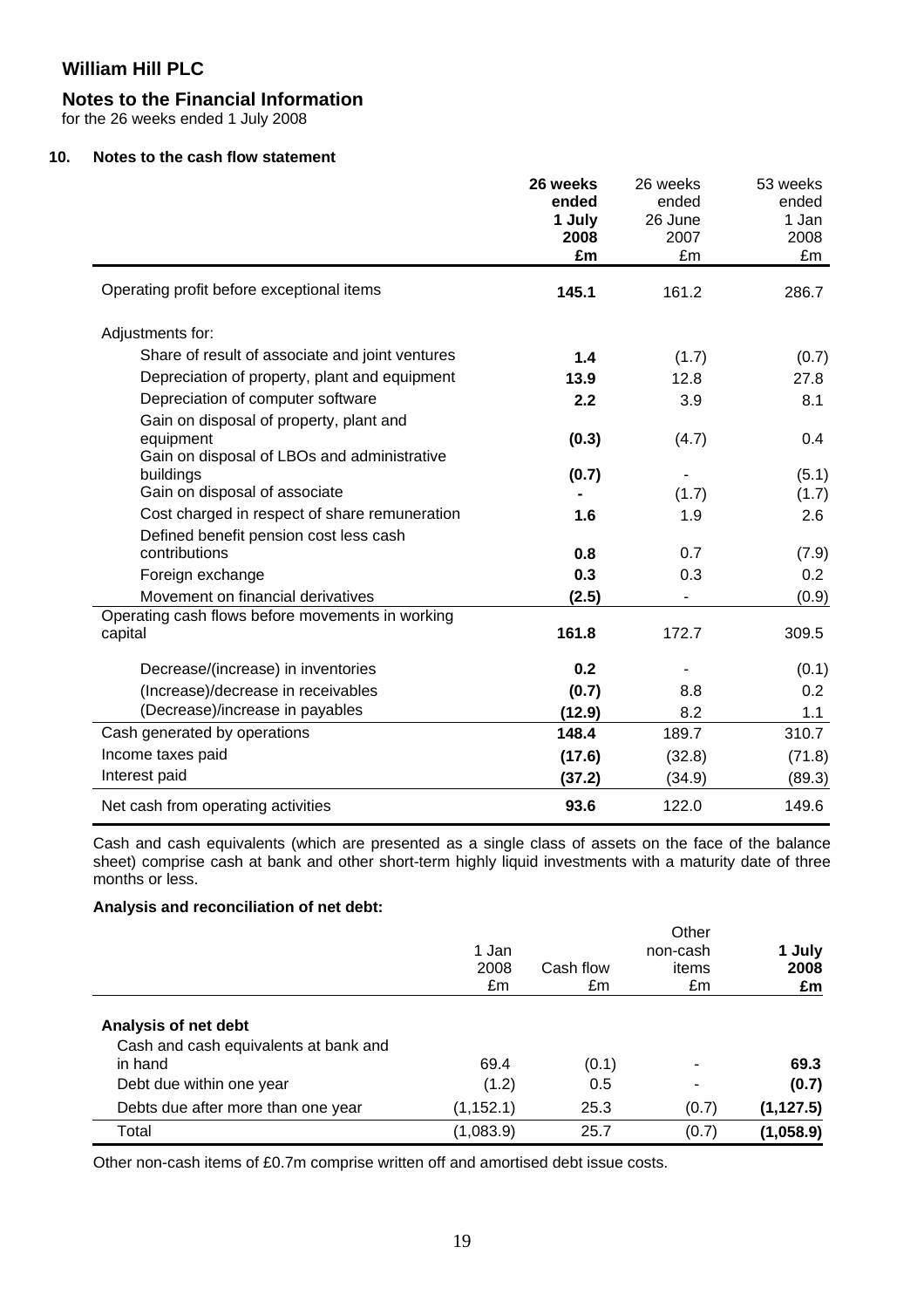# William Hill PLC

## Notes to the Financial Information

for the 26 weeks ended 1 July 2008

### 10. Notes to the cash flow statement

| | **26 weeks ended 1 July 2008 £m** | 26 weeks ended 26 June 2007 £m | 53 weeks ended 1 Jan 2008 £m |
|---|---|---|---|
| Operating profit before exceptional items | **145.1** | 161.2 | 286.7 |
| Adjustments for: | | | |
| Share of result of associate and joint ventures | **1.4** | (1.7) | (0.7) |
| Depreciation of property, plant and equipment | **13.9** | 12.8 | 27.8 |
| Depreciation of computer software | **2.2** | 3.9 | 8.1 |
| Gain on disposal of property, plant and equipment | **(0.3)** | (4.7) | 0.4 |
| Gain on disposal of LBOs and administrative buildings | **(0.7)** | - | (5.1) |
| Gain on disposal of associate | **-** | (1.7) | (1.7) |
| Cost charged in respect of share remuneration | **1.6** | 1.9 | 2.6 |
| Defined benefit pension cost less cash contributions | **0.8** | 0.7 | (7.9) |
| Foreign exchange | **0.3** | 0.3 | 0.2 |
| Movement on financial derivatives | **(2.5)** | - | (0.9) |
| Operating cash flows before movements in working capital | **161.8** | 172.7 | 309.5 |
| Decrease/(increase) in inventories | **0.2** | - | (0.1) |
| (Increase)/decrease in receivables | **(0.7)** | 8.8 | 0.2 |
| (Decrease)/increase in payables | **(12.9)** | 8.2 | 1.1 |
| Cash generated by operations | **148.4** | 189.7 | 310.7 |
| Income taxes paid | **(17.6)** | (32.8) | (71.8) |
| Interest paid | **(37.2)** | (34.9) | (89.3) |
| Net cash from operating activities | **93.6** | 122.0 | 149.6 |

Cash and cash equivalents (which are presented as a single class of assets on the face of the balance sheet) comprise cash at bank and other short-term highly liquid investments with a maturity date of three months or less.

**Analysis and reconciliation of net debt:**

| | 1 Jan 2008 £m | Cash flow £m | Other non-cash items £m | **1 July 2008 £m** |
|---|---|---|---|---|
| **Analysis of net debt** | | | | |
| Cash and cash equivalents at bank and in hand | 69.4 | (0.1) | - | **69.3** |
| Debt due within one year | (1.2) | 0.5 | - | **(0.7)** |
| Debts due after more than one year | (1,152.1) | 25.3 | (0.7) | **(1,127.5)** |
| Total | (1,083.9) | 25.7 | (0.7) | **(1,058.9)** |

Other non-cash items of £0.7m comprise written off and amortised debt issue costs.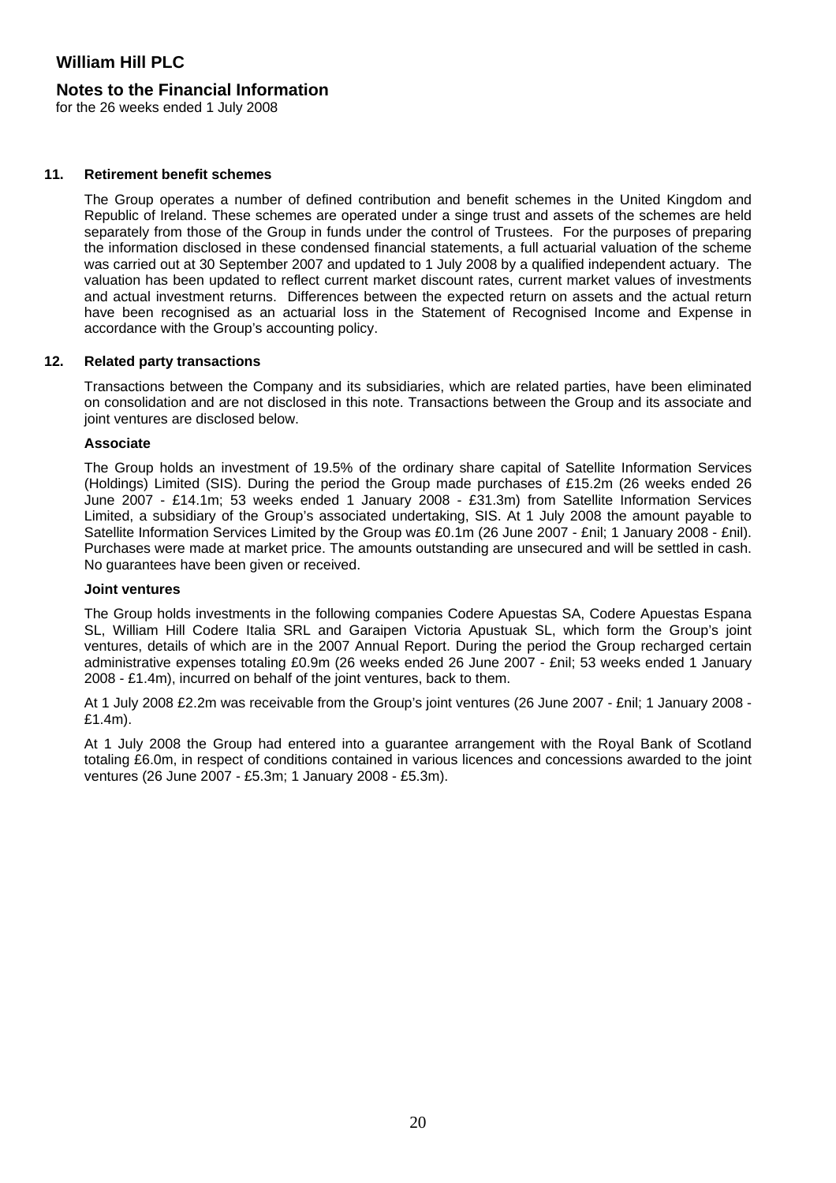# William Hill PLC

## Notes to the Financial Information

for the 26 weeks ended 1 July 2008

### 11. Retirement benefit schemes

The Group operates a number of defined contribution and benefit schemes in the United Kingdom and Republic of Ireland. These schemes are operated under a singe trust and assets of the schemes are held separately from those of the Group in funds under the control of Trustees. For the purposes of preparing the information disclosed in these condensed financial statements, a full actuarial valuation of the scheme was carried out at 30 September 2007 and updated to 1 July 2008 by a qualified independent actuary. The valuation has been updated to reflect current market discount rates, current market values of investments and actual investment returns. Differences between the expected return on assets and the actual return have been recognised as an actuarial loss in the Statement of Recognised Income and Expense in accordance with the Group's accounting policy.

### 12. Related party transactions

Transactions between the Company and its subsidiaries, which are related parties, have been eliminated on consolidation and are not disclosed in this note. Transactions between the Group and its associate and joint ventures are disclosed below.

**Associate**

The Group holds an investment of 19.5% of the ordinary share capital of Satellite Information Services (Holdings) Limited (SIS). During the period the Group made purchases of £15.2m (26 weeks ended 26 June 2007 - £14.1m; 53 weeks ended 1 January 2008 - £31.3m) from Satellite Information Services Limited, a subsidiary of the Group's associated undertaking, SIS. At 1 July 2008 the amount payable to Satellite Information Services Limited by the Group was £0.1m (26 June 2007 - £nil; 1 January 2008 - £nil). Purchases were made at market price. The amounts outstanding are unsecured and will be settled in cash. No guarantees have been given or received.

**Joint ventures**

The Group holds investments in the following companies Codere Apuestas SA, Codere Apuestas Espana SL, William Hill Codere Italia SRL and Garaipen Victoria Apustuak SL, which form the Group's joint ventures, details of which are in the 2007 Annual Report. During the period the Group recharged certain administrative expenses totaling £0.9m (26 weeks ended 26 June 2007 - £nil; 53 weeks ended 1 January 2008 - £1.4m), incurred on behalf of the joint ventures, back to them.

At 1 July 2008 £2.2m was receivable from the Group's joint ventures (26 June 2007 - £nil; 1 January 2008 - £1.4m).

At 1 July 2008 the Group had entered into a guarantee arrangement with the Royal Bank of Scotland totaling £6.0m, in respect of conditions contained in various licences and concessions awarded to the joint ventures (26 June 2007 - £5.3m; 1 January 2008 - £5.3m).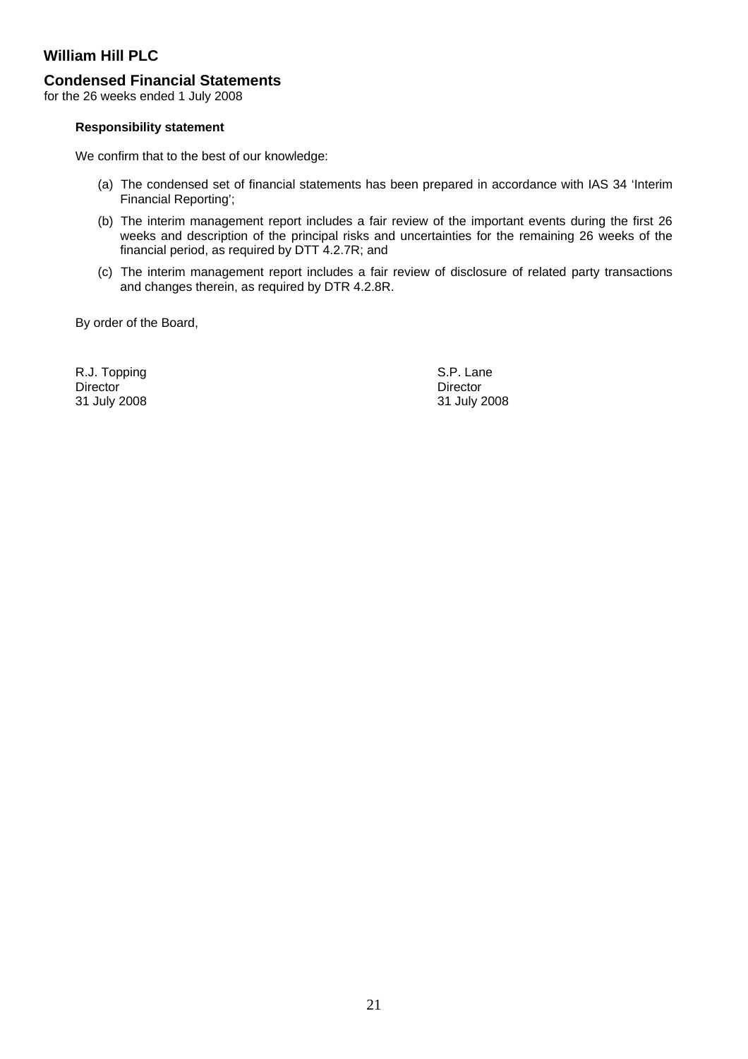# William Hill PLC

## Condensed Financial Statements

for the 26 weeks ended 1 July 2008

**Responsibility statement**

We confirm that to the best of our knowledge:

(a) The condensed set of financial statements has been prepared in accordance with IAS 34 'Interim Financial Reporting';

(b) The interim management report includes a fair review of the important events during the first 26 weeks and description of the principal risks and uncertainties for the remaining 26 weeks of the financial period, as required by DTT 4.2.7R; and

(c) The interim management report includes a fair review of disclosure of related party transactions and changes therein, as required by DTR 4.2.8R.

By order of the Board,

R.J. Topping
Director
31 July 2008

S.P. Lane
Director
31 July 2008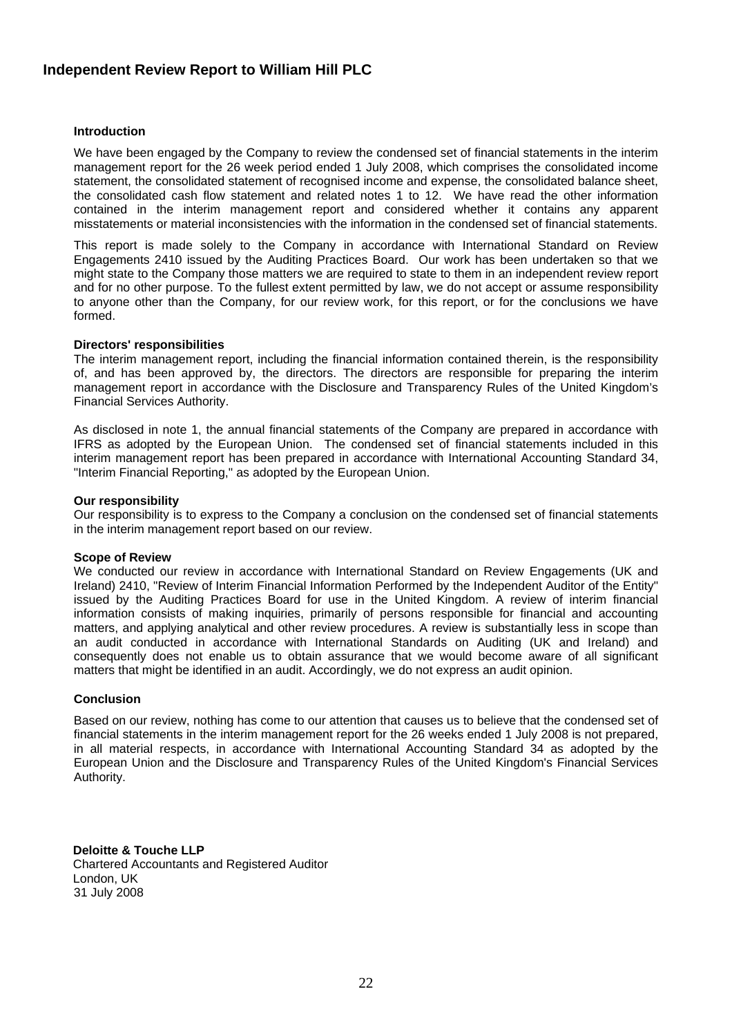# Independent Review Report to William Hill PLC

### Introduction

We have been engaged by the Company to review the condensed set of financial statements in the interim management report for the 26 week period ended 1 July 2008, which comprises the consolidated income statement, the consolidated statement of recognised income and expense, the consolidated balance sheet, the consolidated cash flow statement and related notes 1 to 12. We have read the other information contained in the interim management report and considered whether it contains any apparent misstatements or material inconsistencies with the information in the condensed set of financial statements.

This report is made solely to the Company in accordance with International Standard on Review Engagements 2410 issued by the Auditing Practices Board. Our work has been undertaken so that we might state to the Company those matters we are required to state to them in an independent review report and for no other purpose. To the fullest extent permitted by law, we do not accept or assume responsibility to anyone other than the Company, for our review work, for this report, or for the conclusions we have formed.

### Directors' responsibilities

The interim management report, including the financial information contained therein, is the responsibility of, and has been approved by, the directors. The directors are responsible for preparing the interim management report in accordance with the Disclosure and Transparency Rules of the United Kingdom's Financial Services Authority.

As disclosed in note 1, the annual financial statements of the Company are prepared in accordance with IFRS as adopted by the European Union. The condensed set of financial statements included in this interim management report has been prepared in accordance with International Accounting Standard 34, "Interim Financial Reporting," as adopted by the European Union.

### Our responsibility

Our responsibility is to express to the Company a conclusion on the condensed set of financial statements in the interim management report based on our review.

### Scope of Review

We conducted our review in accordance with International Standard on Review Engagements (UK and Ireland) 2410, "Review of Interim Financial Information Performed by the Independent Auditor of the Entity" issued by the Auditing Practices Board for use in the United Kingdom. A review of interim financial information consists of making inquiries, primarily of persons responsible for financial and accounting matters, and applying analytical and other review procedures. A review is substantially less in scope than an audit conducted in accordance with International Standards on Auditing (UK and Ireland) and consequently does not enable us to obtain assurance that we would become aware of all significant matters that might be identified in an audit. Accordingly, we do not express an audit opinion.

### Conclusion

Based on our review, nothing has come to our attention that causes us to believe that the condensed set of financial statements in the interim management report for the 26 weeks ended 1 July 2008 is not prepared, in all material respects, in accordance with International Accounting Standard 34 as adopted by the European Union and the Disclosure and Transparency Rules of the United Kingdom's Financial Services Authority.

**Deloitte & Touche LLP**
Chartered Accountants and Registered Auditor
London, UK
31 July 2008